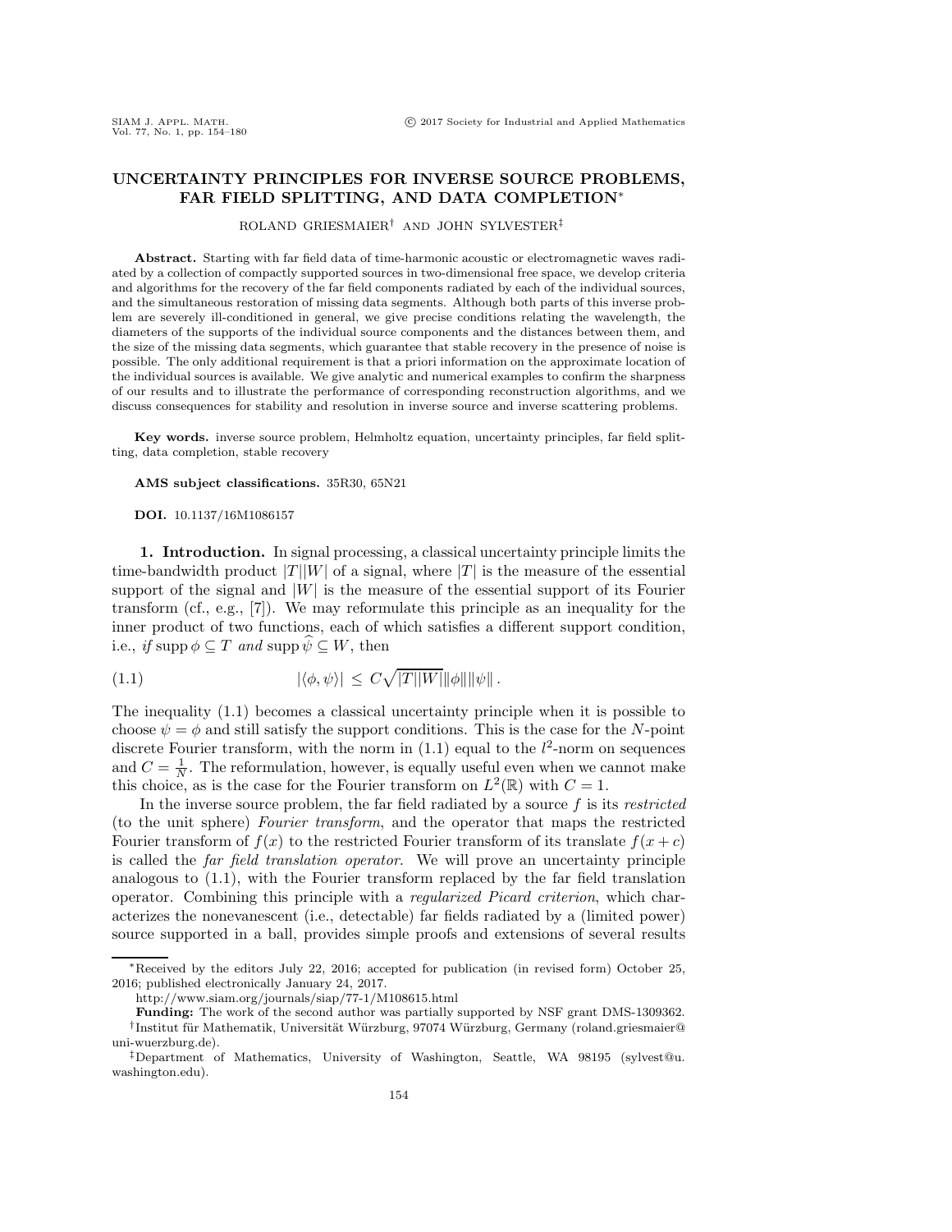# UNCERTAINTY PRINCIPLES FOR INVERSE SOURCE PROBLEMS, FAR FIELD SPLITTING, AND DATA COMPLETION*

ROLAND GRIESMAIER† AND JOHN SYLVESTER‡

**Abstract.** Starting with far field data of time-harmonic acoustic or electromagnetic waves radiated by a collection of compactly supported sources in two-dimensional free space, we develop criteria and algorithms for the recovery of the far field components radiated by each of the individual sources, and the simultaneous restoration of missing data segments. Although both parts of this inverse problem are severely ill-conditioned in general, we give precise conditions relating the wavelength, the diameters of the supports of the individual source components and the distances between them, and the size of the missing data segments, which guarantee that stable recovery in the presence of noise is possible. The only additional requirement is that a priori information on the approximate location of the individual sources is available. We give analytic and numerical examples to confirm the sharpness of our results and to illustrate the performance of corresponding reconstruction algorithms, and we discuss consequences for stability and resolution in inverse source and inverse scattering problems.

**Key words.** inverse source problem, Helmholtz equation, uncertainty principles, far field splitting, data completion, stable recovery

**AMS subject classifications.** 35R30, 65N21

**DOI.** 10.1137/16M1086157

**1. Introduction.** In signal processing, a classical uncertainty principle limits the time-bandwidth product $|T||W|$ of a signal, where $|T|$ is the measure of the essential support of the signal and $|W|$ is the measure of the essential support of its Fourier transform (cf., e.g., [7]). We may reformulate this principle as an inequality for the inner product of two functions, each of which satisfies a different support condition, i.e., *if* $\operatorname{supp}\phi \subseteq T$ *and* $\operatorname{supp}\widehat{\psi} \subseteq W$, then

$$|\langle \phi, \psi \rangle| \;\leq\; C\sqrt{|T||W|}\|\phi\|\|\psi\|\,. \tag{1.1}$$

The inequality (1.1) becomes a classical uncertainty principle when it is possible to choose $\psi = \phi$ and still satisfy the support conditions. This is the case for the $N$-point discrete Fourier transform, with the norm in (1.1) equal to the $l^2$-norm on sequences and $C = \frac{1}{N}$. The reformulation, however, is equally useful even when we cannot make this choice, as is the case for the Fourier transform on $L^2(\mathbb{R})$ with $C = 1$.

In the inverse source problem, the far field radiated by a source $f$ is its *restricted* (to the unit sphere) *Fourier transform*, and the operator that maps the restricted Fourier transform of $f(x)$ to the restricted Fourier transform of its translate $f(x + c)$ is called the *far field translation operator*. We will prove an uncertainty principle analogous to (1.1), with the Fourier transform replaced by the far field translation operator. Combining this principle with a *regularized Picard criterion*, which characterizes the nonevanescent (i.e., detectable) far fields radiated by a (limited power) source supported in a ball, provides simple proofs and extensions of several results

---

*Received by the editors July 22, 2016; accepted for publication (in revised form) October 25, 2016; published electronically January 24, 2017.
http://www.siam.org/journals/siap/77-1/M108615.html

**Funding:** The work of the second author was partially supported by NSF grant DMS-1309362.

†Institut für Mathematik, Universität Würzburg, 97074 Würzburg, Germany (roland.griesmaier@uni-wuerzburg.de).

‡Department of Mathematics, University of Washington, Seattle, WA 98195 (sylvest@u.washington.edu).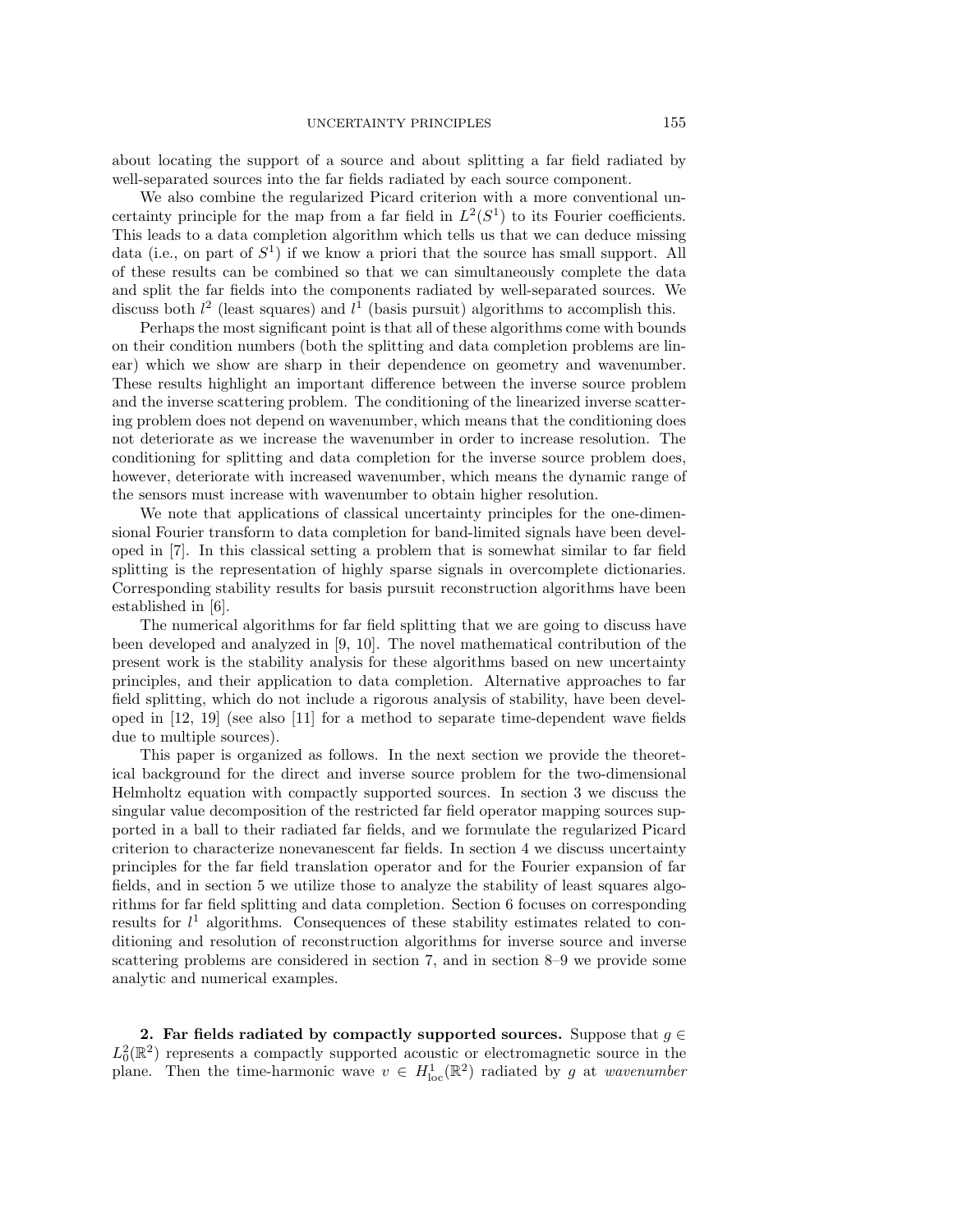about locating the support of a source and about splitting a far field radiated by well-separated sources into the far fields radiated by each source component.

We also combine the regularized Picard criterion with a more conventional uncertainty principle for the map from a far field in $L^2(S^1)$ to its Fourier coefficients. This leads to a data completion algorithm which tells us that we can deduce missing data (i.e., on part of $S^1$) if we know a priori that the source has small support. All of these results can be combined so that we can simultaneously complete the data and split the far fields into the components radiated by well-separated sources. We discuss both $l^2$ (least squares) and $l^1$ (basis pursuit) algorithms to accomplish this.

Perhaps the most significant point is that all of these algorithms come with bounds on their condition numbers (both the splitting and data completion problems are linear) which we show are sharp in their dependence on geometry and wavenumber. These results highlight an important difference between the inverse source problem and the inverse scattering problem. The conditioning of the linearized inverse scattering problem does not depend on wavenumber, which means that the conditioning does not deteriorate as we increase the wavenumber in order to increase resolution. The conditioning for splitting and data completion for the inverse source problem does, however, deteriorate with increased wavenumber, which means the dynamic range of the sensors must increase with wavenumber to obtain higher resolution.

We note that applications of classical uncertainty principles for the one-dimensional Fourier transform to data completion for band-limited signals have been developed in [7]. In this classical setting a problem that is somewhat similar to far field splitting is the representation of highly sparse signals in overcomplete dictionaries. Corresponding stability results for basis pursuit reconstruction algorithms have been established in [6].

The numerical algorithms for far field splitting that we are going to discuss have been developed and analyzed in [9, 10]. The novel mathematical contribution of the present work is the stability analysis for these algorithms based on new uncertainty principles, and their application to data completion. Alternative approaches to far field splitting, which do not include a rigorous analysis of stability, have been developed in [12, 19] (see also [11] for a method to separate time-dependent wave fields due to multiple sources).

This paper is organized as follows. In the next section we provide the theoretical background for the direct and inverse source problem for the two-dimensional Helmholtz equation with compactly supported sources. In section 3 we discuss the singular value decomposition of the restricted far field operator mapping sources supported in a ball to their radiated far fields, and we formulate the regularized Picard criterion to characterize nonevanescent far fields. In section 4 we discuss uncertainty principles for the far field translation operator and for the Fourier expansion of far fields, and in section 5 we utilize those to analyze the stability of least squares algorithms for far field splitting and data completion. Section 6 focuses on corresponding results for $l^1$ algorithms. Consequences of these stability estimates related to conditioning and resolution of reconstruction algorithms for inverse source and inverse scattering problems are considered in section 7, and in section 8–9 we provide some analytic and numerical examples.

## 2. Far fields radiated by compactly supported sources.

Suppose that $g \in L^2_0(\mathbb{R}^2)$ represents a compactly supported acoustic or electromagnetic source in the plane. Then the time-harmonic wave $v \in H^1_{\mathrm{loc}}(\mathbb{R}^2)$ radiated by $g$ at *wavenumber*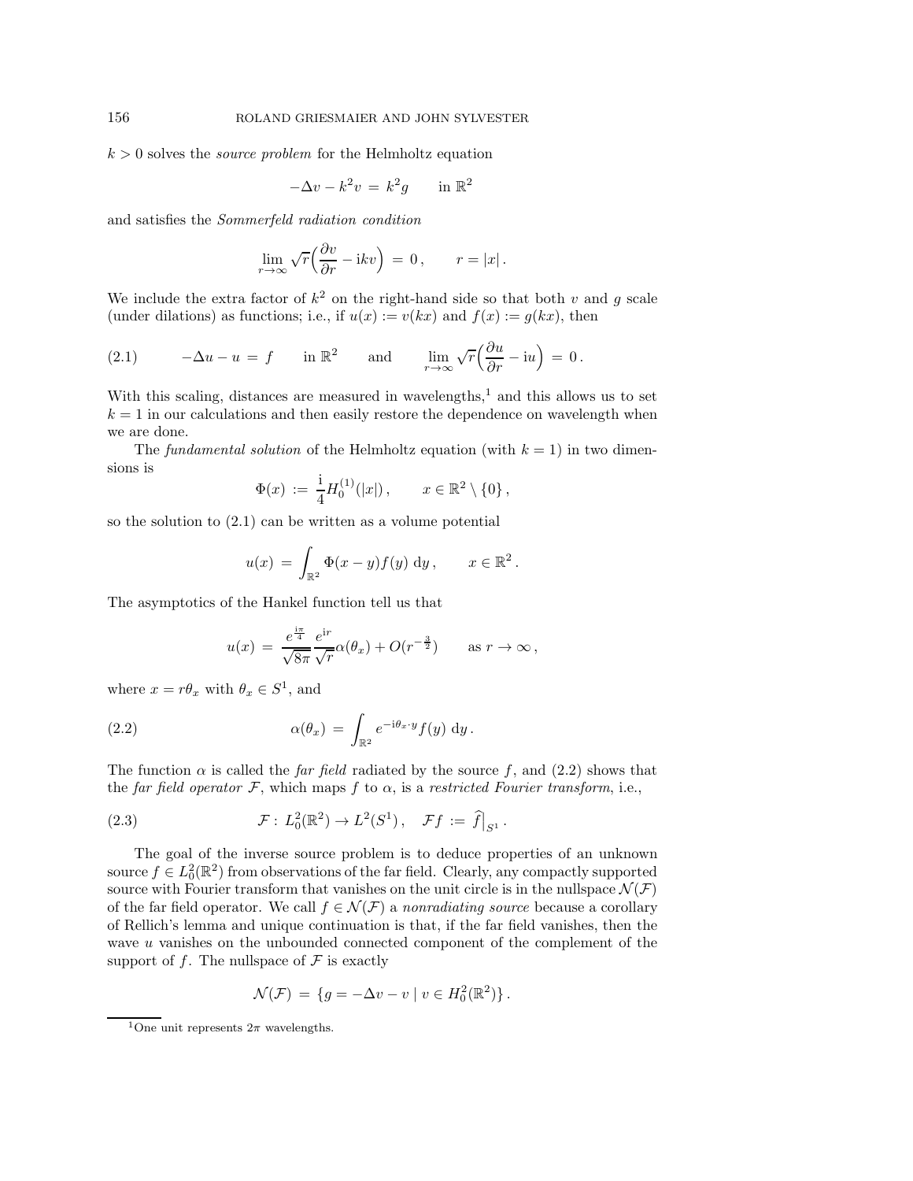$k > 0$ solves the *source problem* for the Helmholtz equation

$$-\Delta v - k^2 v \,=\, k^2 g \qquad \text{in } \mathbb{R}^2$$

and satisfies the *Sommerfeld radiation condition*

$$\lim_{r\to\infty} \sqrt{r}\Big(\frac{\partial v}{\partial r} - \mathrm{i}kv\Big) \,=\, 0\,, \qquad r = |x|\,.$$

We include the extra factor of $k^2$ on the right-hand side so that both $v$ and $g$ scale (under dilations) as functions; i.e., if $u(x) := v(kx)$ and $f(x) := g(kx)$, then

$$-\Delta u - u \,=\, f \qquad \text{in } \mathbb{R}^2 \qquad \text{and} \qquad \lim_{r\to\infty} \sqrt{r}\Big(\frac{\partial u}{\partial r} - \mathrm{i}u\Big) \,=\, 0\,. \tag{2.1}$$

With this scaling, distances are measured in wavelengths,[1] and this allows us to set $k = 1$ in our calculations and then easily restore the dependence on wavelength when we are done.

The *fundamental solution* of the Helmholtz equation (with $k = 1$) in two dimensions is

$$\Phi(x) \,:=\, \frac{\mathrm{i}}{4} H_0^{(1)}(|x|)\,, \qquad x \in \mathbb{R}^2 \setminus \{0\}\,,$$

so the solution to (2.1) can be written as a volume potential

$$u(x) \,=\, \int_{\mathbb{R}^2} \Phi(x-y) f(y) \,\mathrm{d}y\,, \qquad x \in \mathbb{R}^2\,.$$

The asymptotics of the Hankel function tell us that

$$u(x) \,=\, \frac{e^{\frac{\mathrm{i}\pi}{4}}}{\sqrt{8\pi}} \frac{e^{\mathrm{i}r}}{\sqrt{r}} \alpha(\theta_x) + O(r^{-\frac{3}{2}}) \qquad \text{as } r \to \infty\,,$$

where $x = r\theta_x$ with $\theta_x \in S^1$, and

$$\alpha(\theta_x) \,=\, \int_{\mathbb{R}^2} e^{-\mathrm{i}\theta_x\cdot y} f(y) \,\mathrm{d}y\,. \tag{2.2}$$

The function $\alpha$ is called the *far field* radiated by the source $f$, and (2.2) shows that the *far field operator* $\mathcal{F}$, which maps $f$ to $\alpha$, is a *restricted Fourier transform*, i.e.,

$$\mathcal{F} :\, L^2_0(\mathbb{R}^2) \to L^2(S^1)\,, \quad \mathcal{F}f \,:=\, \widehat{f}\big|_{S^1}\,. \tag{2.3}$$

The goal of the inverse source problem is to deduce properties of an unknown source $f \in L^2_0(\mathbb{R}^2)$ from observations of the far field. Clearly, any compactly supported source with Fourier transform that vanishes on the unit circle is in the nullspace $\mathcal{N}(\mathcal{F})$ of the far field operator. We call $f \in \mathcal{N}(\mathcal{F})$ a *nonradiating source* because a corollary of Rellich's lemma and unique continuation is that, if the far field vanishes, then the wave $u$ vanishes on the unbounded connected component of the complement of the support of $f$. The nullspace of $\mathcal{F}$ is exactly

$$\mathcal{N}(\mathcal{F}) \,=\, \{g = -\Delta v - v \mid v \in H^2_0(\mathbb{R}^2)\}\,.$$

[1] One unit represents $2\pi$ wavelengths.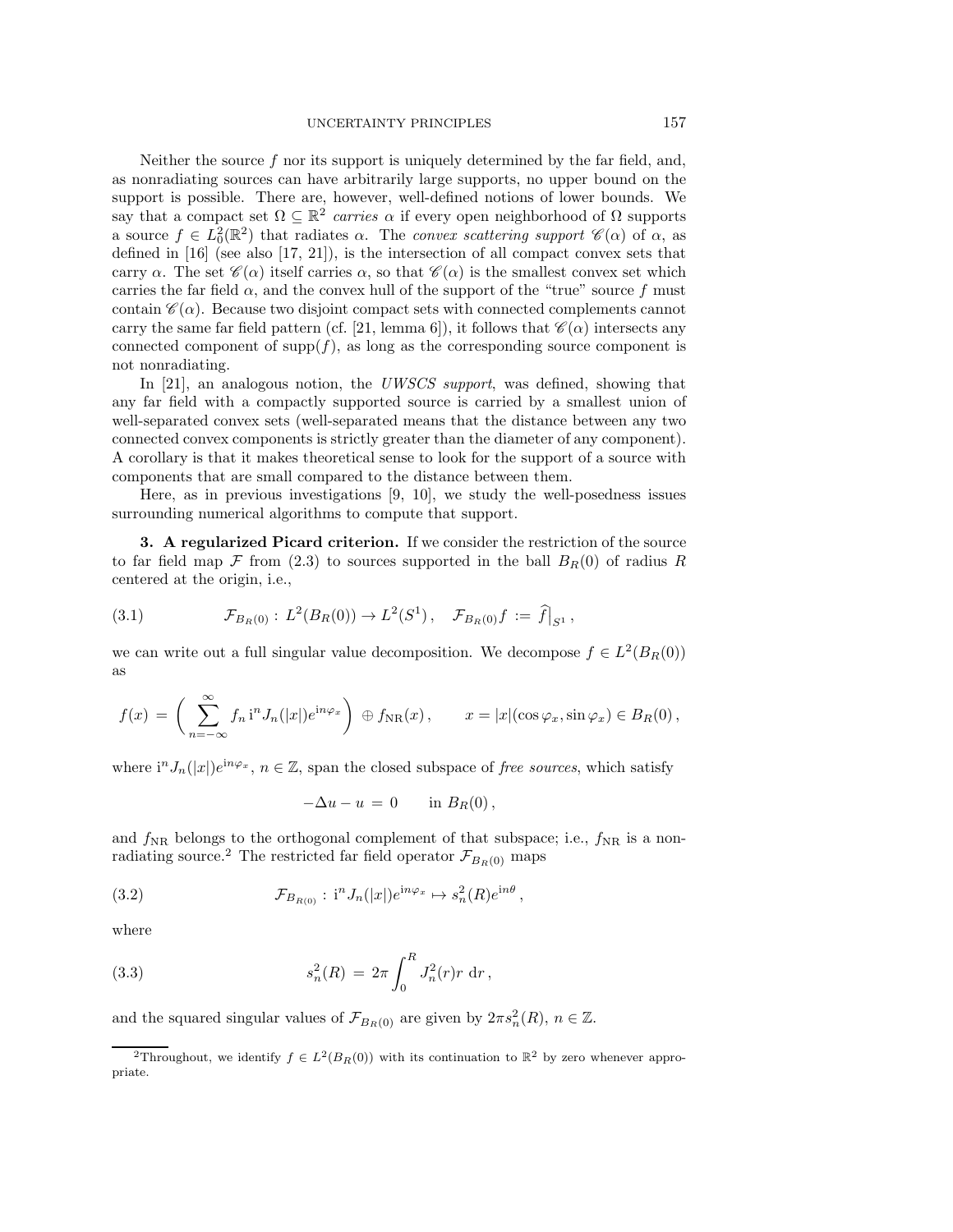Neither the source $f$ nor its support is uniquely determined by the far field, and, as nonradiating sources can have arbitrarily large supports, no upper bound on the support is possible. There are, however, well-defined notions of lower bounds. We say that a compact set $\Omega \subseteq \mathbb{R}^2$ *carries* $\alpha$ if every open neighborhood of $\Omega$ supports a source $f \in L_0^2(\mathbb{R}^2)$ that radiates $\alpha$. The *convex scattering support* $\mathscr{C}(\alpha)$ of $\alpha$, as defined in [16] (see also [17, 21]), is the intersection of all compact convex sets that carry $\alpha$. The set $\mathscr{C}(\alpha)$ itself carries $\alpha$, so that $\mathscr{C}(\alpha)$ is the smallest convex set which carries the far field $\alpha$, and the convex hull of the support of the "true" source $f$ must contain $\mathscr{C}(\alpha)$. Because two disjoint compact sets with connected complements cannot carry the same far field pattern (cf. [21, lemma 6]), it follows that $\mathscr{C}(\alpha)$ intersects any connected component of $\mathrm{supp}(f)$, as long as the corresponding source component is not nonradiating.

In [21], an analogous notion, the *UWSCS support*, was defined, showing that any far field with a compactly supported source is carried by a smallest union of well-separated convex sets (well-separated means that the distance between any two connected convex components is strictly greater than the diameter of any component). A corollary is that it makes theoretical sense to look for the support of a source with components that are small compared to the distance between them.

Here, as in previous investigations [9, 10], we study the well-posedness issues surrounding numerical algorithms to compute that support.

## 3. A regularized Picard criterion.

If we consider the restriction of the source to far field map $\mathcal{F}$ from (2.3) to sources supported in the ball $B_R(0)$ of radius $R$ centered at the origin, i.e.,

$$\mathcal{F}_{B_R(0)} : L^2(B_R(0)) \to L^2(S^1), \quad \mathcal{F}_{B_R(0)} f := \widehat{f}\big|_{S^1}, \tag{3.1}$$

we can write out a full singular value decomposition. We decompose $f \in L^2(B_R(0))$ as

$$f(x) = \left( \sum_{n=-\infty}^{\infty} f_n \, \mathrm{i}^n J_n(|x|) e^{\mathrm{i}n\varphi_x} \right) \oplus f_{\mathrm{NR}}(x), \qquad x = |x|(\cos\varphi_x, \sin\varphi_x) \in B_R(0),$$

where $\mathrm{i}^n J_n(|x|) e^{\mathrm{i}n\varphi_x}$, $n \in \mathbb{Z}$, span the closed subspace of *free sources*, which satisfy

$$-\Delta u - u = 0 \qquad \text{in } B_R(0),$$

and $f_{\mathrm{NR}}$ belongs to the orthogonal complement of that subspace; i.e., $f_{\mathrm{NR}}$ is a nonradiating source.[2] The restricted far field operator $\mathcal{F}_{B_{R(0)}}$ maps

$$\mathcal{F}_{B_{R(0)}} : \mathrm{i}^n J_n(|x|) e^{\mathrm{i}n\varphi_x} \mapsto s_n^2(R) e^{\mathrm{i}n\theta}, \tag{3.2}$$

where

$$s_n^2(R) = 2\pi \int_0^R J_n^2(r) r \, \mathrm{d}r, \tag{3.3}$$

and the squared singular values of $\mathcal{F}_{B_R(0)}$ are given by $2\pi s_n^2(R)$, $n \in \mathbb{Z}$.

[2] Throughout, we identify $f \in L^2(B_R(0))$ with its continuation to $\mathbb{R}^2$ by zero whenever appropriate.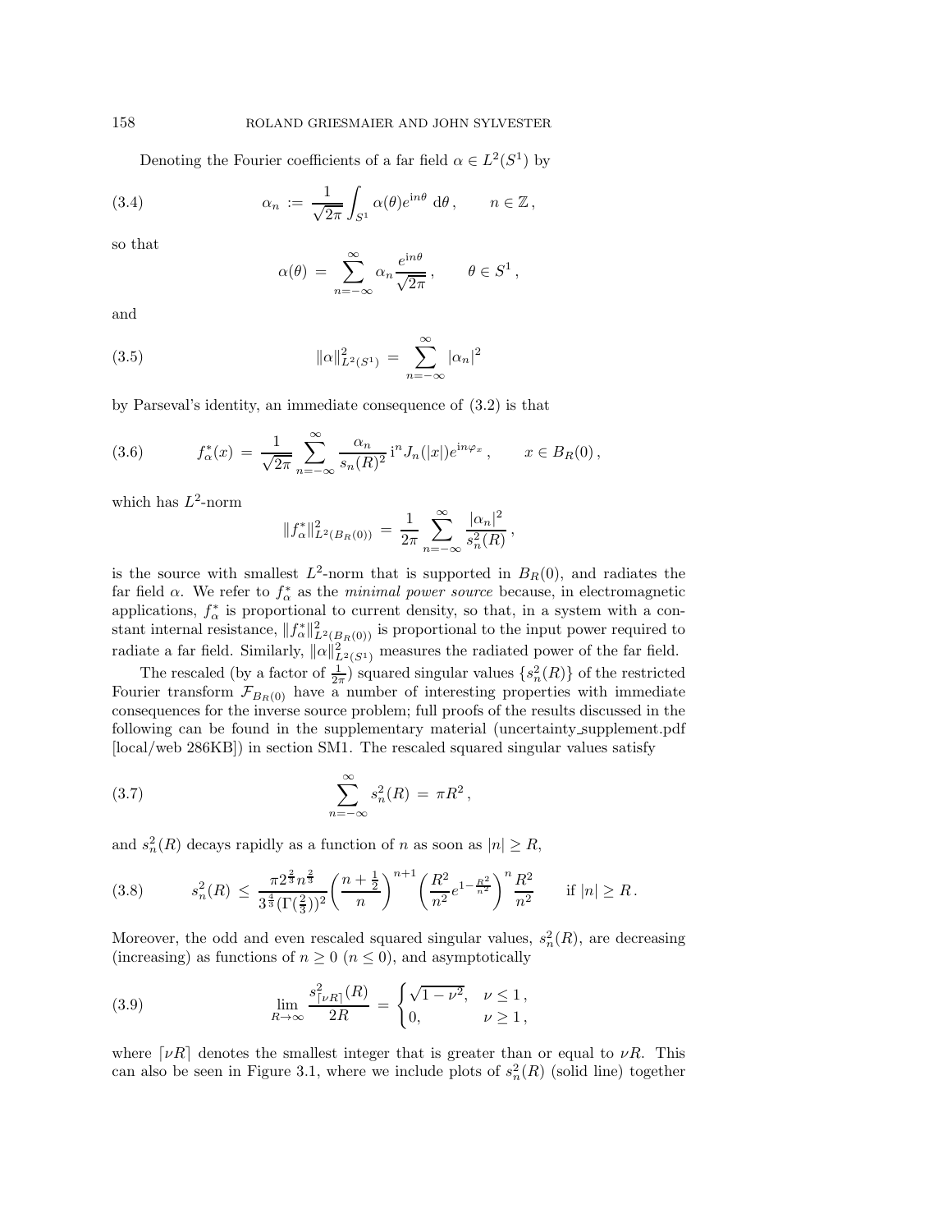Denoting the Fourier coefficients of a far field $\alpha \in L^2(S^1)$ by

$$\alpha_n := \frac{1}{\sqrt{2\pi}} \int_{S^1} \alpha(\theta) e^{in\theta} \, \mathrm{d}\theta \,, \qquad n \in \mathbb{Z} \,, \tag{3.4}$$

so that

$$\alpha(\theta) = \sum_{n=-\infty}^{\infty} \alpha_n \frac{e^{in\theta}}{\sqrt{2\pi}} \,, \qquad \theta \in S^1 \,,$$

and

$$\|\alpha\|^2_{L^2(S^1)} = \sum_{n=-\infty}^{\infty} |\alpha_n|^2 \tag{3.5}$$

by Parseval's identity, an immediate consequence of (3.2) is that

$$f^*_\alpha(x) = \frac{1}{\sqrt{2\pi}} \sum_{n=-\infty}^{\infty} \frac{\alpha_n}{s_n(R)^2} \, \mathrm{i}^n J_n(|x|) e^{\mathrm{i}n\varphi_x} \,, \qquad x \in B_R(0) \,, \tag{3.6}$$

which has $L^2$-norm

$$\|f^*_\alpha\|^2_{L^2(B_R(0))} = \frac{1}{2\pi} \sum_{n=-\infty}^{\infty} \frac{|\alpha_n|^2}{s_n^2(R)} \,,$$

is the source with smallest $L^2$-norm that is supported in $B_R(0)$, and radiates the far field $\alpha$. We refer to $f^*_\alpha$ as the *minimal power source* because, in electromagnetic applications, $f^*_\alpha$ is proportional to current density, so that, in a system with a constant internal resistance, $\|f^*_\alpha\|^2_{L^2(B_R(0))}$ is proportional to the input power required to radiate a far field. Similarly, $\|\alpha\|^2_{L^2(S^1)}$ measures the radiated power of the far field.

The rescaled (by a factor of $\frac{1}{2\pi}$) squared singular values $\{s_n^2(R)\}$ of the restricted Fourier transform $\mathcal{F}_{B_R(0)}$ have a number of interesting properties with immediate consequences for the inverse source problem; full proofs of the results discussed in the following can be found in the supplementary material (uncertainty_supplement.pdf [local/web 286KB]) in section SM1. The rescaled squared singular values satisfy

$$\sum_{n=-\infty}^{\infty} s_n^2(R) = \pi R^2 \,, \tag{3.7}$$

and $s_n^2(R)$ decays rapidly as a function of $n$ as soon as $|n| \geq R$,

$$s_n^2(R) \leq \frac{\pi 2^{\frac{2}{3}} n^{\frac{2}{3}}}{3^{\frac{4}{3}} (\Gamma(\frac{2}{3}))^2} \left(\frac{n+\frac{1}{2}}{n}\right)^{n+1} \left(\frac{R^2}{n^2} e^{1-\frac{R^2}{n^2}}\right)^n \frac{R^2}{n^2} \qquad \text{if } |n| \geq R \,. \tag{3.8}$$

Moreover, the odd and even rescaled squared singular values, $s_n^2(R)$, are decreasing (increasing) as functions of $n \geq 0$ ($n \leq 0$), and asymptotically

$$\lim_{R\to\infty} \frac{s^2_{\lceil \nu R \rceil}(R)}{2R} = \begin{cases} \sqrt{1-\nu^2}, & \nu \leq 1 \,, \\ 0, & \nu \geq 1 \,, \end{cases} \tag{3.9}$$

where $\lceil \nu R \rceil$ denotes the smallest integer that is greater than or equal to $\nu R$. This can also be seen in Figure 3.1, where we include plots of $s_n^2(R)$ (solid line) together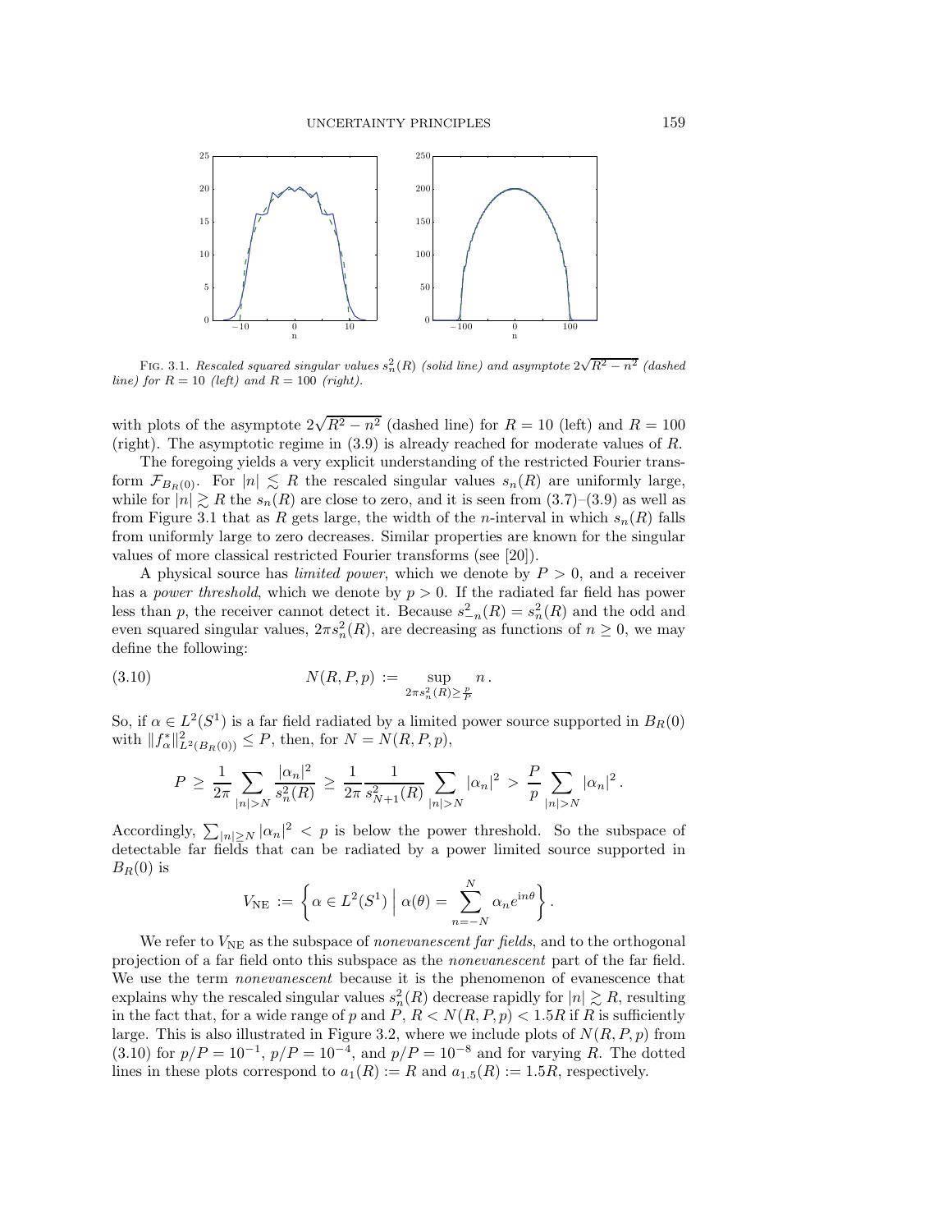FIG. 3.1. *Rescaled squared singular values $s_n^2(R)$ (solid line) and asymptote $2\sqrt{R^2-n^2}$ (dashed line) for $R = 10$ (left) and $R = 100$ (right).*

with plots of the asymptote $2\sqrt{R^2-n^2}$ (dashed line) for $R = 10$ (left) and $R = 100$ (right). The asymptotic regime in (3.9) is already reached for moderate values of $R$.

The foregoing yields a very explicit understanding of the restricted Fourier transform $\mathcal{F}_{B_R(0)}$. For $|n| \lesssim R$ the rescaled singular values $s_n(R)$ are uniformly large, while for $|n| \gtrsim R$ the $s_n(R)$ are close to zero, and it is seen from (3.7)–(3.9) as well as from Figure 3.1 that as $R$ gets large, the width of the $n$-interval in which $s_n(R)$ falls from uniformly large to zero decreases. Similar properties are known for the singular values of more classical restricted Fourier transforms (see [20]).

A physical source has *limited power*, which we denote by $P > 0$, and a receiver has a *power threshold*, which we denote by $p > 0$. If the radiated far field has power less than $p$, the receiver cannot detect it. Because $s_{-n}^2(R) = s_n^2(R)$ and the odd and even squared singular values, $2\pi s_n^2(R)$, are decreasing as functions of $n \geq 0$, we may define the following:

$$N(R, P, p) := \sup_{2\pi s_n^2(R) \geq \frac{p}{P}} n\,. \tag{3.10}$$

So, if $\alpha \in L^2(S^1)$ is a far field radiated by a limited power source supported in $B_R(0)$ with $\|f_\alpha^*\|_{L^2(B_R(0))}^2 \leq P$, then, for $N = N(R, P, p)$,

$$P \;\geq\; \frac{1}{2\pi} \sum_{|n|>N} \frac{|\alpha_n|^2}{s_n^2(R)} \;\geq\; \frac{1}{2\pi} \frac{1}{s_{N+1}^2(R)} \sum_{|n|>N} |\alpha_n|^2 \;>\; \frac{P}{p} \sum_{|n|>N} |\alpha_n|^2\,.$$

Accordingly, $\sum_{|n|\geq N} |\alpha_n|^2 < p$ is below the power threshold. So the subspace of detectable far fields that can be radiated by a power limited source supported in $B_R(0)$ is

$$V_{\mathrm{NE}} := \left\{ \alpha \in L^2(S^1) \;\Big|\; \alpha(\theta) = \sum_{n=-N}^{N} \alpha_n e^{\mathrm{i}n\theta} \right\}.$$

We refer to $V_{\mathrm{NE}}$ as the subspace of *nonevanescent far fields*, and to the orthogonal projection of a far field onto this subspace as the *nonevanescent* part of the far field. We use the term *nonevanescent* because it is the phenomenon of evanescence that explains why the rescaled singular values $s_n^2(R)$ decrease rapidly for $|n| \gtrsim R$, resulting in the fact that, for a wide range of $p$ and $P$, $R < N(R, P, p) < 1.5R$ if $R$ is sufficiently large. This is also illustrated in Figure 3.2, where we include plots of $N(R, P, p)$ from (3.10) for $p/P = 10^{-1}$, $p/P = 10^{-4}$, and $p/P = 10^{-8}$ and for varying $R$. The dotted lines in these plots correspond to $a_1(R) := R$ and $a_{1.5}(R) := 1.5R$, respectively.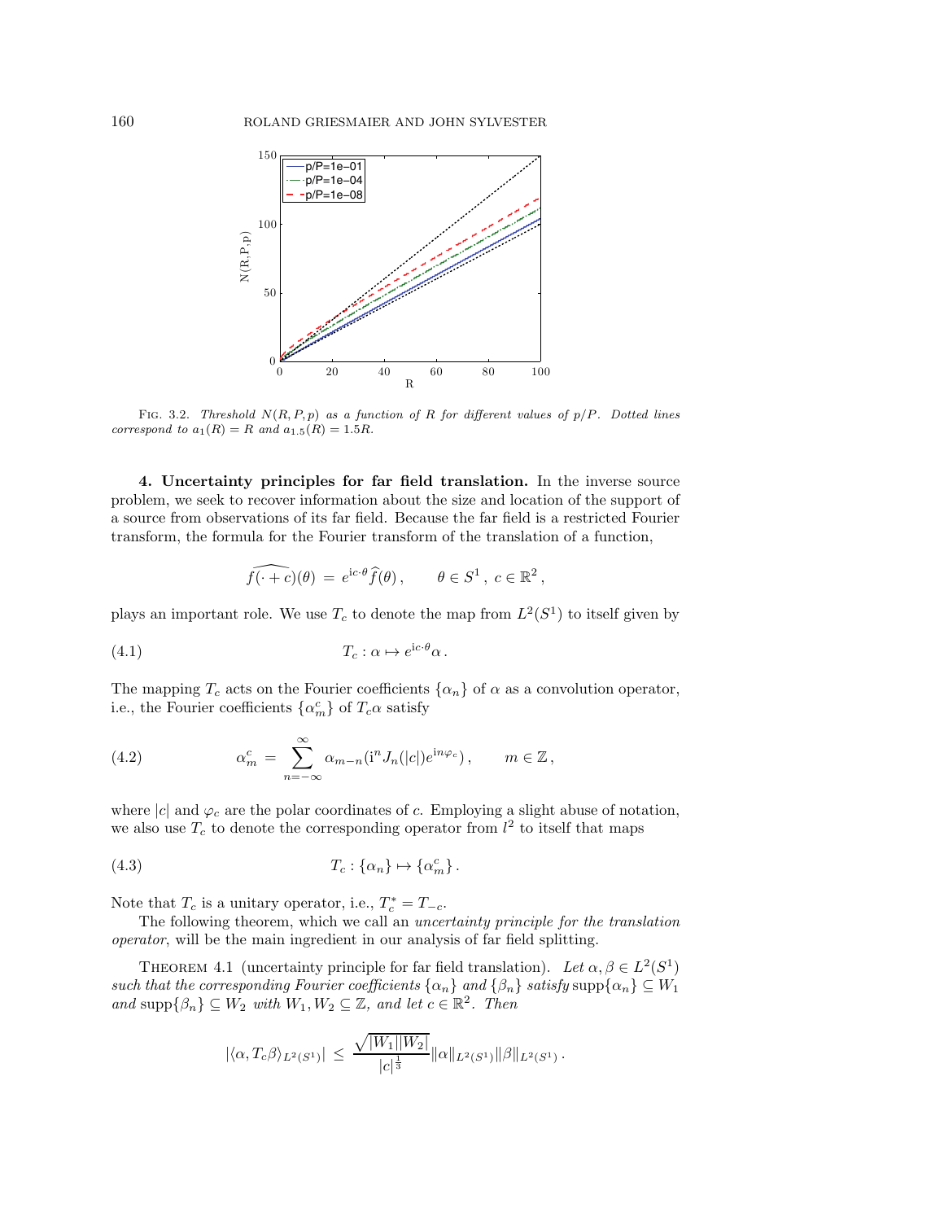FIG. 3.2. *Threshold $N(R,P,p)$ as a function of $R$ for different values of $p/P$. Dotted lines correspond to $a_1(R) = R$ and $a_{1.5}(R) = 1.5R$.*

## 4. Uncertainty principles for far field translation.

In the inverse source problem, we seek to recover information about the size and location of the support of a source from observations of its far field. Because the far field is a restricted Fourier transform, the formula for the Fourier transform of the translation of a function,

$$\widehat{f(\cdot + c)}(\theta) \,=\, e^{\mathrm{i}c\cdot\theta}\widehat{f}(\theta)\,, \qquad \theta \in S^1\,,\; c \in \mathbb{R}^2\,,$$

plays an important role. We use $T_c$ to denote the map from $L^2(S^1)$ to itself given by

$$T_c : \alpha \mapsto e^{\mathrm{i}c\cdot\theta}\alpha\,. \tag{4.1}$$

The mapping $T_c$ acts on the Fourier coefficients $\{\alpha_n\}$ of $\alpha$ as a convolution operator, i.e., the Fourier coefficients $\{\alpha^c_m\}$ of $T_c\alpha$ satisfy

$$\alpha^c_m \,=\, \sum_{n=-\infty}^{\infty} \alpha_{m-n}(\mathrm{i}^n J_n(|c|)e^{\mathrm{i}n\varphi_c})\,, \qquad m \in \mathbb{Z}\,, \tag{4.2}$$

where $|c|$ and $\varphi_c$ are the polar coordinates of $c$. Employing a slight abuse of notation, we also use $T_c$ to denote the corresponding operator from $l^2$ to itself that maps

$$T_c : \{\alpha_n\} \mapsto \{\alpha^c_m\}\,. \tag{4.3}$$

Note that $T_c$ is a unitary operator, i.e., $T_c^* = T_{-c}$.

The following theorem, which we call an *uncertainty principle for the translation operator*, will be the main ingredient in our analysis of far field splitting.

THEOREM 4.1 (uncertainty principle for far field translation). *Let $\alpha, \beta \in L^2(S^1)$ such that the corresponding Fourier coefficients $\{\alpha_n\}$ and $\{\beta_n\}$ satisfy $\operatorname{supp}\{\alpha_n\} \subseteq W_1$ and $\operatorname{supp}\{\beta_n\} \subseteq W_2$ with $W_1, W_2 \subseteq \mathbb{Z}$, and let $c \in \mathbb{R}^2$. Then*

$$|\langle \alpha, T_c\beta\rangle_{L^2(S^1)}| \,\leq\, \frac{\sqrt{|W_1||W_2|}}{|c|^{\frac{1}{3}}}\|\alpha\|_{L^2(S^1)}\|\beta\|_{L^2(S^1)}\,.$$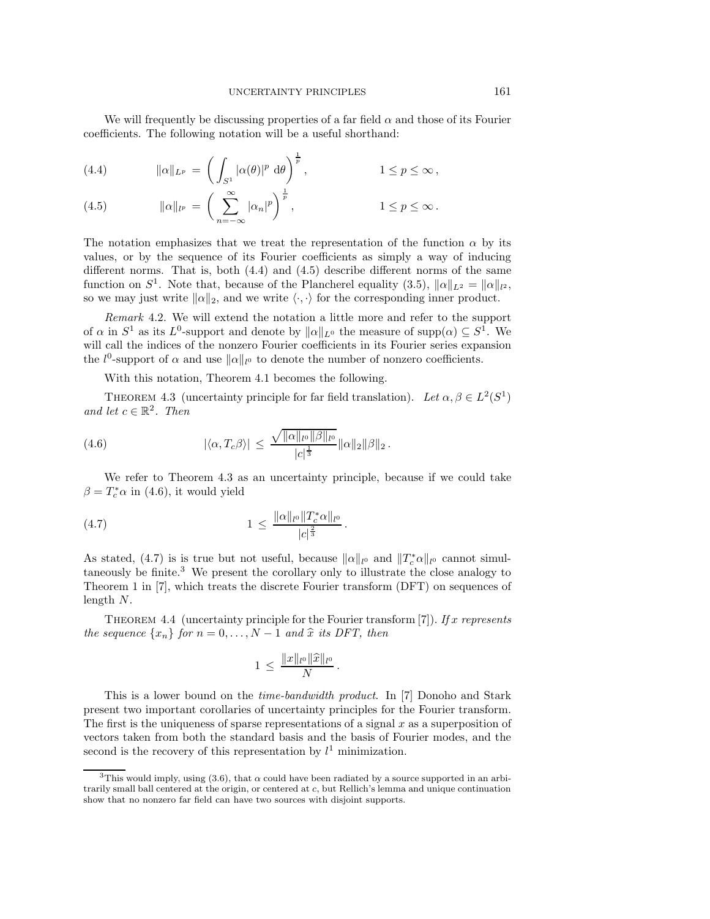We will frequently be discussing properties of a far field $\alpha$ and those of its Fourier coefficients. The following notation will be a useful shorthand:

$$\|\alpha\|_{L^p} = \left( \int_{S^1} |\alpha(\theta)|^p \, d\theta \right)^{\frac{1}{p}}, \qquad 1 \le p \le \infty, \tag{4.4}$$

$$\|\alpha\|_{l^p} = \left( \sum_{n=-\infty}^{\infty} |\alpha_n|^p \right)^{\frac{1}{p}}, \qquad 1 \le p \le \infty. \tag{4.5}$$

The notation emphasizes that we treat the representation of the function $\alpha$ by its values, or by the sequence of its Fourier coefficients as simply a way of inducing different norms. That is, both (4.4) and (4.5) describe different norms of the same function on $S^1$. Note that, because of the Plancherel equality (3.5), $\|\alpha\|_{L^2} = \|\alpha\|_{l^2}$, so we may just write $\|\alpha\|_2$, and we write $\langle \cdot, \cdot \rangle$ for the corresponding inner product.

*Remark* 4.2. We will extend the notation a little more and refer to the support of $\alpha$ in $S^1$ as its $L^0$-support and denote by $\|\alpha\|_{L^0}$ the measure of $\operatorname{supp}(\alpha) \subseteq S^1$. We will call the indices of the nonzero Fourier coefficients in its Fourier series expansion the $l^0$-support of $\alpha$ and use $\|\alpha\|_{l^0}$ to denote the number of nonzero coefficients.

With this notation, Theorem 4.1 becomes the following.

THEOREM 4.3 (uncertainty principle for far field translation). *Let $\alpha, \beta \in L^2(S^1)$ and let $c \in \mathbb{R}^2$. Then*

$$|\langle \alpha, T_c \beta \rangle| \le \frac{\sqrt{\|\alpha\|_{l^0} \|\beta\|_{l^0}}}{|c|^{\frac{1}{3}}} \|\alpha\|_2 \|\beta\|_2 . \tag{4.6}$$

We refer to Theorem 4.3 as an uncertainty principle, because if we could take $\beta = T_c^* \alpha$ in (4.6), it would yield

$$1 \le \frac{\|\alpha\|_{l^0} \|T_c^* \alpha\|_{l^0}}{|c|^{\frac{2}{3}}} . \tag{4.7}$$

As stated, (4.7) is is true but not useful, because $\|\alpha\|_{l^0}$ and $\|T_c^* \alpha\|_{l^0}$ cannot simultaneously be finite.[3] We present the corollary only to illustrate the close analogy to Theorem 1 in [7], which treats the discrete Fourier transform (DFT) on sequences of length $N$.

THEOREM 4.4 (uncertainty principle for the Fourier transform [7]). *If $x$ represents the sequence $\{x_n\}$ for $n = 0, \ldots, N-1$ and $\widehat{x}$ its DFT, then*

$$1 \le \frac{\|x\|_{l^0} \|\widehat{x}\|_{l^0}}{N} .$$

This is a lower bound on the *time-bandwidth product*. In [7] Donoho and Stark present two important corollaries of uncertainty principles for the Fourier transform. The first is the uniqueness of sparse representations of a signal $x$ as a superposition of vectors taken from both the standard basis and the basis of Fourier modes, and the second is the recovery of this representation by $l^1$ minimization.

[3]This would imply, using (3.6), that $\alpha$ could have been radiated by a source supported in an arbitrarily small ball centered at the origin, or centered at $c$, but Rellich's lemma and unique continuation show that no nonzero far field can have two sources with disjoint supports.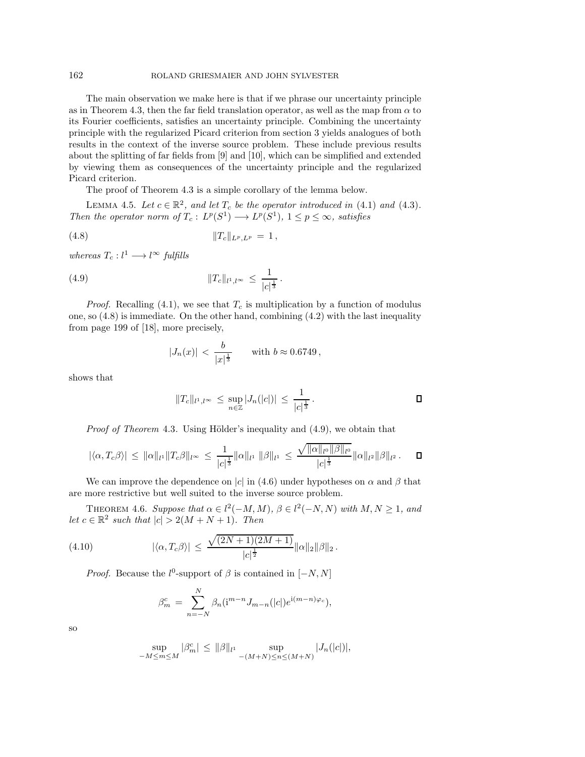The main observation we make here is that if we phrase our uncertainty principle as in Theorem 4.3, then the far field translation operator, as well as the map from $\alpha$ to its Fourier coefficients, satisfies an uncertainty principle. Combining the uncertainty principle with the regularized Picard criterion from section 3 yields analogues of both results in the context of the inverse source problem. These include previous results about the splitting of far fields from [9] and [10], which can be simplified and extended by viewing them as consequences of the uncertainty principle and the regularized Picard criterion.

The proof of Theorem 4.3 is a simple corollary of the lemma below.

LEMMA 4.5. *Let $c \in \mathbb{R}^2$, and let $T_c$ be the operator introduced in* (4.1) *and* (4.3). *Then the operator norm of $T_c : L^p(S^1) \longrightarrow L^p(S^1)$, $1 \le p \le \infty$, satisfies*

$$\|T_c\|_{L^p,L^p} \,=\, 1\,, \tag{4.8}$$

*whereas $T_c : l^1 \longrightarrow l^\infty$ fulfills*

$$\|T_c\|_{l^1,l^\infty} \,\le\, \frac{1}{|c|^{\frac{1}{3}}}\,. \tag{4.9}$$

*Proof.* Recalling (4.1), we see that $T_c$ is multiplication by a function of modulus one, so (4.8) is immediate. On the other hand, combining (4.2) with the last inequality from page 199 of [18], more precisely,

$$|J_n(x)| \,<\, \frac{b}{|x|^{\frac{1}{3}}} \qquad \text{with } b \approx 0.6749\,,$$

shows that

$$\|T_c\|_{l^1,l^\infty} \,\le\, \sup_{n\in\mathbb{Z}} |J_n(|c|)| \,\le\, \frac{1}{|c|^{\frac{1}{3}}}\,. \qquad \square$$

*Proof of Theorem* 4.3. Using Hölder's inequality and (4.9), we obtain that

$$|\langle \alpha, T_c\beta\rangle| \,\le\, \|\alpha\|_{l^1}\|T_c\beta\|_{l^\infty} \,\le\, \frac{1}{|c|^{\frac{1}{3}}}\|\alpha\|_{l^1}\,\|\beta\|_{l^1} \,\le\, \frac{\sqrt{\|\alpha\|_{l^0}\|\beta\|_{l^0}}}{|c|^{\frac{1}{3}}}\|\alpha\|_{l^2}\|\beta\|_{l^2}\,. \qquad \square$$

We can improve the dependence on $|c|$ in (4.6) under hypotheses on $\alpha$ and $\beta$ that are more restrictive but well suited to the inverse source problem.

THEOREM 4.6. *Suppose that $\alpha \in l^2(-M,M)$, $\beta \in l^2(-N,N)$ with $M, N \ge 1$, and let $c \in \mathbb{R}^2$ such that $|c| > 2(M+N+1)$. Then*

$$|\langle \alpha, T_c\beta\rangle| \,\le\, \frac{\sqrt{(2N+1)(2M+1)}}{|c|^{\frac{1}{2}}}\|\alpha\|_2\|\beta\|_2\,. \tag{4.10}$$

*Proof.* Because the $l^0$-support of $\beta$ is contained in $[-N,N]$

$$\beta^c_m \,=\, \sum_{n=-N}^{N} \beta_n (\mathrm{i}^{m-n} J_{m-n}(|c|)e^{\mathrm{i}(m-n)\varphi_c}),$$

so

$$\sup_{-M\le m\le M} |\beta^c_m| \,\le\, \|\beta\|_{l^1} \sup_{-(M+N)\le n\le (M+N)} |J_n(|c|)|,$$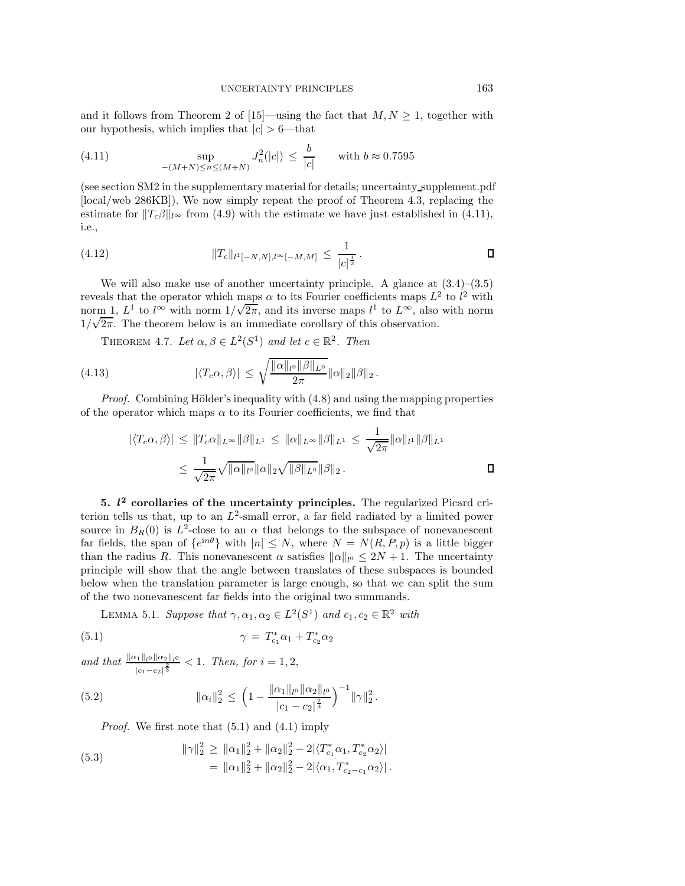and it follows from Theorem 2 of [15]—using the fact that $M, N \geq 1$, together with our hypothesis, which implies that $|c| > 6$—that

$$\sup_{-(M+N)\leq n \leq (M+N)} J_n^2(|c|) \;\leq\; \frac{b}{|c|} \qquad \text{with } b \approx 0.7595 \tag{4.11}$$

(see section SM2 in the supplementary material for details; uncertainty_supplement.pdf [local/web 286KB]). We now simply repeat the proof of Theorem 4.3, replacing the estimate for $\|T_c\beta\|_{l^\infty}$ from (4.9) with the estimate we have just established in (4.11), i.e.,

$$\|T_c\|_{l^1[-N,N],l^\infty[-M,M]} \;\leq\; \frac{1}{|c|^{\frac{1}{2}}}\,. \tag{4.12}$$

∎

We will also make use of another uncertainty principle. A glance at (3.4)–(3.5) reveals that the operator which maps $\alpha$ to its Fourier coefficients maps $L^2$ to $l^2$ with norm 1, $L^1$ to $l^\infty$ with norm $1/\sqrt{2\pi}$, and its inverse maps $l^1$ to $L^\infty$, also with norm $1/\sqrt{2\pi}$. The theorem below is an immediate corollary of this observation.

THEOREM 4.7. *Let $\alpha, \beta \in L^2(S^1)$ and let $c \in \mathbb{R}^2$. Then*

$$|\langle T_c\alpha, \beta\rangle| \;\leq\; \sqrt{\frac{\|\alpha\|_{l^0}\|\beta\|_{L^0}}{2\pi}}\|\alpha\|_2\|\beta\|_2\,. \tag{4.13}$$

*Proof.* Combining Hölder's inequality with (4.8) and using the mapping properties of the operator which maps $\alpha$ to its Fourier coefficients, we find that

$$\begin{aligned}
|\langle T_c\alpha, \beta\rangle| \;&\leq\; \|T_c\alpha\|_{L^\infty}\|\beta\|_{L^1} \;\leq\; \|\alpha\|_{L^\infty}\|\beta\|_{L^1} \;\leq\; \frac{1}{\sqrt{2\pi}}\|\alpha\|_{l^1}\|\beta\|_{L^1}\\
&\leq\; \frac{1}{\sqrt{2\pi}}\sqrt{\|\alpha\|_{l^0}}\|\alpha\|_2\sqrt{\|\beta\|_{L^0}}\|\beta\|_2\,.
\end{aligned}$$

∎

## 5. $l^2$ corollaries of the uncertainty principles.

The regularized Picard criterion tells us that, up to an $L^2$-small error, a far field radiated by a limited power source in $B_R(0)$ is $L^2$-close to an $\alpha$ that belongs to the subspace of nonevanescent far fields, the span of $\{e^{in\theta}\}$ with $|n| \leq N$, where $N = N(R, P, p)$ is a little bigger than the radius $R$. This nonevanescent $\alpha$ satisfies $\|\alpha\|_{l^0} \leq 2N + 1$. The uncertainty principle will show that the angle between translates of these subspaces is bounded below when the translation parameter is large enough, so that we can split the sum of the two nonevanescent far fields into the original two summands.

LEMMA 5.1. *Suppose that $\gamma, \alpha_1, \alpha_2 \in L^2(S^1)$ and $c_1, c_2 \in \mathbb{R}^2$ with*

$$\gamma \;=\; T^*_{c_1}\alpha_1 + T^*_{c_2}\alpha_2 \tag{5.1}$$

*and that $\frac{\|\alpha_1\|_{l^0}\|\alpha_2\|_{l^0}}{|c_1-c_2|^{\frac{2}{3}}} < 1$. Then, for $i = 1, 2$,*

$$\|\alpha_i\|_2^2 \;\leq\; \Big(1 - \frac{\|\alpha_1\|_{l^0}\|\alpha_2\|_{l^0}}{|c_1-c_2|^{\frac{2}{3}}}\Big)^{-1}\|\gamma\|_2^2\,. \tag{5.2}$$

*Proof.* We first note that (5.1) and (4.1) imply

$$\begin{aligned}
\|\gamma\|_2^2 \;&\geq\; \|\alpha_1\|_2^2 + \|\alpha_2\|_2^2 - 2|\langle T^*_{c_1}\alpha_1, T^*_{c_2}\alpha_2\rangle|\\
&=\; \|\alpha_1\|_2^2 + \|\alpha_2\|_2^2 - 2|\langle \alpha_1, T^*_{c_2-c_1}\alpha_2\rangle|\,.
\end{aligned} \tag{5.3}$$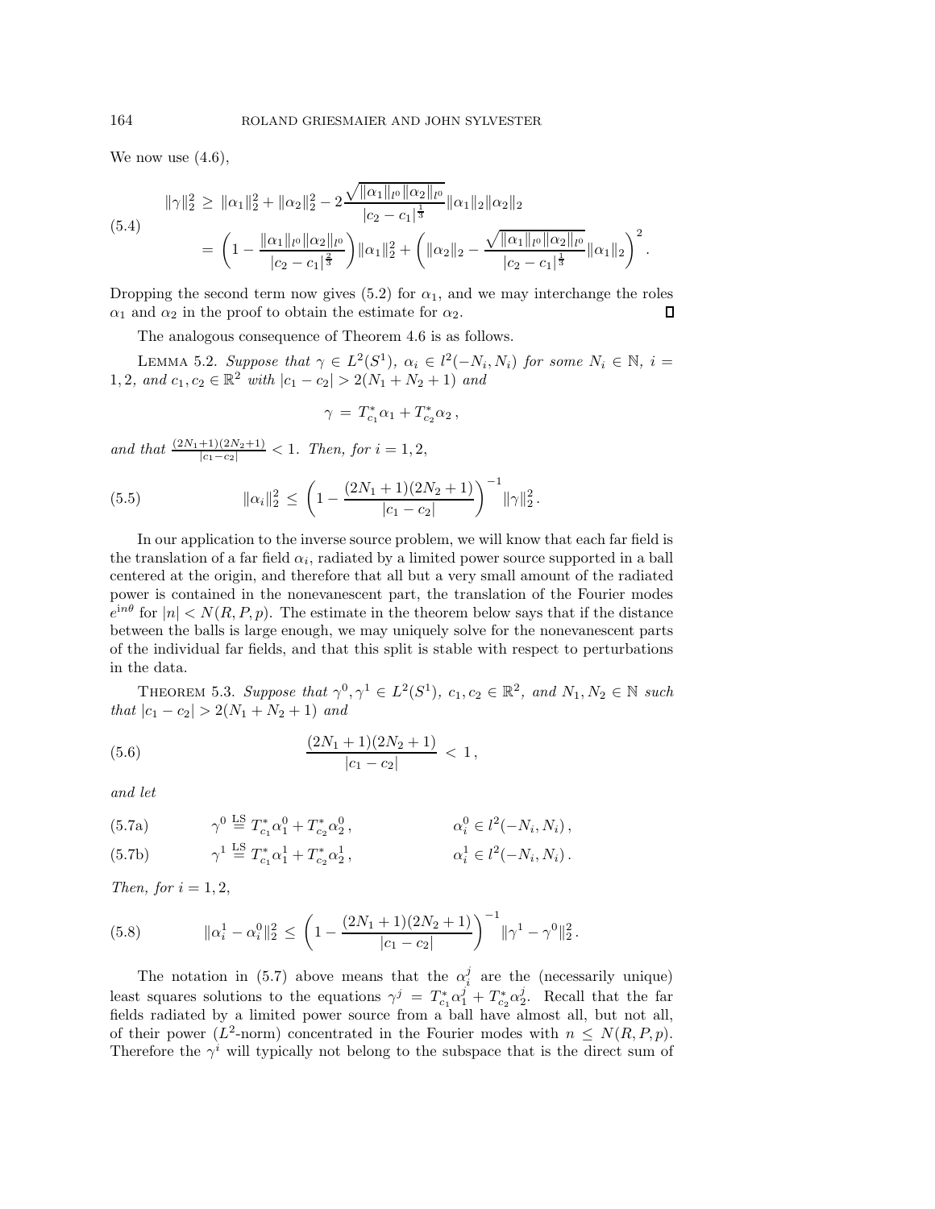We now use (4.6),

$$
\begin{aligned}
\|\gamma\|_2^2 &\geq \|\alpha_1\|_2^2 + \|\alpha_2\|_2^2 - 2\frac{\sqrt{\|\alpha_1\|_{l^0}\|\alpha_2\|_{l^0}}}{|c_2 - c_1|^{\frac{1}{3}}}\|\alpha_1\|_2\|\alpha_2\|_2 \\
&= \left(1 - \frac{\|\alpha_1\|_{l^0}\|\alpha_2\|_{l^0}}{|c_2 - c_1|^{\frac{2}{3}}}\right)\|\alpha_1\|_2^2 + \left(\|\alpha_2\|_2 - \frac{\sqrt{\|\alpha_1\|_{l^0}\|\alpha_2\|_{l^0}}}{|c_2 - c_1|^{\frac{1}{3}}}\|\alpha_1\|_2\right)^2.
\end{aligned}
\tag{5.4}
$$

Dropping the second term now gives (5.2) for $\alpha_1$, and we may interchange the roles $\alpha_1$ and $\alpha_2$ in the proof to obtain the estimate for $\alpha_2$. ∎

The analogous consequence of Theorem 4.6 is as follows.

LEMMA 5.2. *Suppose that* $\gamma \in L^2(S^1)$, $\alpha_i \in l^2(-N_i, N_i)$ *for some* $N_i \in \mathbb{N}$, $i = 1, 2$, *and* $c_1, c_2 \in \mathbb{R}^2$ *with* $|c_1 - c_2| > 2(N_1 + N_2 + 1)$ *and*

$$
\gamma = T_{c_1}^* \alpha_1 + T_{c_2}^* \alpha_2 ,
$$

*and that* $\frac{(2N_1+1)(2N_2+1)}{|c_1-c_2|} < 1$. *Then, for* $i = 1, 2$,

$$
\|\alpha_i\|_2^2 \leq \left(1 - \frac{(2N_1+1)(2N_2+1)}{|c_1 - c_2|}\right)^{-1} \|\gamma\|_2^2 . \tag{5.5}
$$

In our application to the inverse source problem, we will know that each far field is the translation of a far field $\alpha_i$, radiated by a limited power source supported in a ball centered at the origin, and therefore that all but a very small amount of the radiated power is contained in the nonevanescent part, the translation of the Fourier modes $e^{in\theta}$ for $|n| < N(R, P, p)$. The estimate in the theorem below says that if the distance between the balls is large enough, we may uniquely solve for the nonevanescent parts of the individual far fields, and that this split is stable with respect to perturbations in the data.

THEOREM 5.3. *Suppose that* $\gamma^0, \gamma^1 \in L^2(S^1)$, $c_1, c_2 \in \mathbb{R}^2$, *and* $N_1, N_2 \in \mathbb{N}$ *such that* $|c_1 - c_2| > 2(N_1 + N_2 + 1)$ *and*

$$
\frac{(2N_1+1)(2N_2+1)}{|c_1 - c_2|} < 1 , \tag{5.6}
$$

*and let*

$$
\gamma^0 \overset{\text{LS}}{=} T_{c_1}^* \alpha_1^0 + T_{c_2}^* \alpha_2^0 , \qquad \alpha_i^0 \in l^2(-N_i, N_i) , \tag{5.7a}
$$

$$
\gamma^1 \overset{\text{LS}}{=} T_{c_1}^* \alpha_1^1 + T_{c_2}^* \alpha_2^1 , \qquad \alpha_i^1 \in l^2(-N_i, N_i) . \tag{5.7b}
$$

*Then, for* $i = 1, 2$,

$$
\|\alpha_i^1 - \alpha_i^0\|_2^2 \leq \left(1 - \frac{(2N_1+1)(2N_2+1)}{|c_1 - c_2|}\right)^{-1} \|\gamma^1 - \gamma^0\|_2^2 . \tag{5.8}
$$

The notation in (5.7) above means that the $\alpha_i^j$ are the (necessarily unique) least squares solutions to the equations $\gamma^j = T_{c_1}^* \alpha_1^j + T_{c_2}^* \alpha_2^j$. Recall that the far fields radiated by a limited power source from a ball have almost all, but not all, of their power ($L^2$-norm) concentrated in the Fourier modes with $n \leq N(R, P, p)$. Therefore the $\gamma^i$ will typically not belong to the subspace that is the direct sum of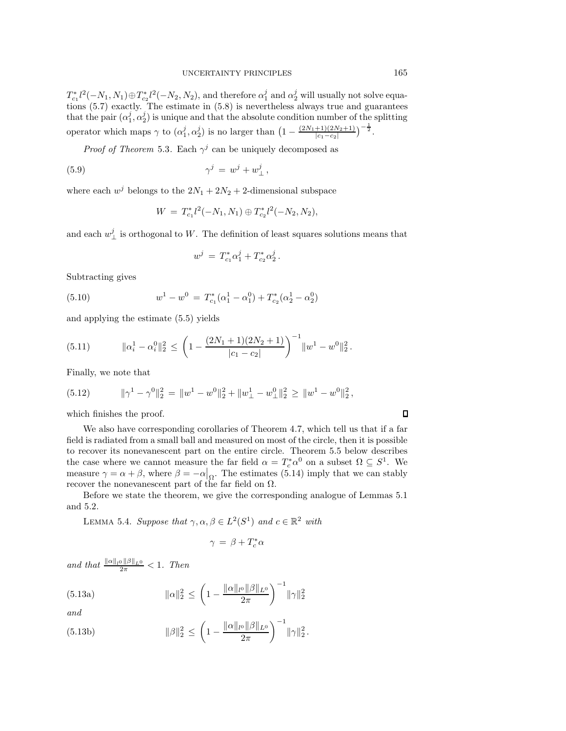$T_{c_1}^* l^2(-N_1, N_1) \oplus T_{c_2}^* l^2(-N_2, N_2)$, and therefore $\alpha_1^j$ and $\alpha_2^j$ will usually not solve equations (5.7) exactly. The estimate in (5.8) is nevertheless always true and guarantees that the pair $(\alpha_1^j, \alpha_2^j)$ is unique and that the absolute condition number of the splitting operator which maps $\gamma$ to $(\alpha_1^j, \alpha_2^j)$ is no larger than $\left(1 - \frac{(2N_1+1)(2N_2+1)}{|c_1-c_2|}\right)^{-\frac{1}{2}}$.

*Proof of Theorem* 5.3. Each $\gamma^j$ can be uniquely decomposed as

$$\gamma^j \,=\, w^j + w_\perp^j\,, \tag{5.9}$$

where each $w^j$ belongs to the $2N_1 + 2N_2 + 2$-dimensional subspace

$$W \,=\, T_{c_1}^* l^2(-N_1, N_1) \oplus T_{c_2}^* l^2(-N_2, N_2),$$

and each $w_\perp^j$ is orthogonal to $W$. The definition of least squares solutions means that

$$w^j \,=\, T_{c_1}^* \alpha_1^j + T_{c_2}^* \alpha_2^j\,.$$

Subtracting gives

$$w^1 - w^0 \,=\, T_{c_1}^*(\alpha_1^1 - \alpha_1^0) + T_{c_2}^*(\alpha_2^1 - \alpha_2^0) \tag{5.10}$$

and applying the estimate (5.5) yields

$$\|\alpha_i^1 - \alpha_i^0\|_2^2 \,\le\, \left(1 - \frac{(2N_1+1)(2N_2+1)}{|c_1-c_2|}\right)^{-1} \|w^1 - w^0\|_2^2\,. \tag{5.11}$$

Finally, we note that

$$\|\gamma^1 - \gamma^0\|_2^2 \,=\, \|w^1 - w^0\|_2^2 + \|w_\perp^1 - w_\perp^0\|_2^2 \,\ge\, \|w^1 - w^0\|_2^2\,, \tag{5.12}$$

which finishes the proof. ∎

We also have corresponding corollaries of Theorem 4.7, which tell us that if a far field is radiated from a small ball and measured on most of the circle, then it is possible to recover its nonevanescent part on the entire circle. Theorem 5.5 below describes the case where we cannot measure the far field $\alpha = T_c^* \alpha^0$ on a subset $\Omega \subseteq S^1$. We measure $\gamma = \alpha + \beta$, where $\beta = -\alpha\big|_\Omega$. The estimates (5.14) imply that we can stably recover the nonevanescent part of the far field on $\Omega$.

Before we state the theorem, we give the corresponding analogue of Lemmas 5.1 and 5.2.

LEMMA 5.4. *Suppose that $\gamma, \alpha, \beta \in L^2(S^1)$ and $c \in \mathbb{R}^2$ with*

$$\gamma \,=\, \beta + T_c^* \alpha$$

*and that $\frac{\|\alpha\|_{l^0} \|\beta\|_{L^0}}{2\pi} < 1$. Then*

$$\|\alpha\|_2^2 \,\le\, \left(1 - \frac{\|\alpha\|_{l^0} \|\beta\|_{L^0}}{2\pi}\right)^{-1} \|\gamma\|_2^2 \tag{5.13a}$$

*and*

$$\|\beta\|_2^2 \,\le\, \left(1 - \frac{\|\alpha\|_{l^0} \|\beta\|_{L^0}}{2\pi}\right)^{-1} \|\gamma\|_2^2\,. \tag{5.13b}$$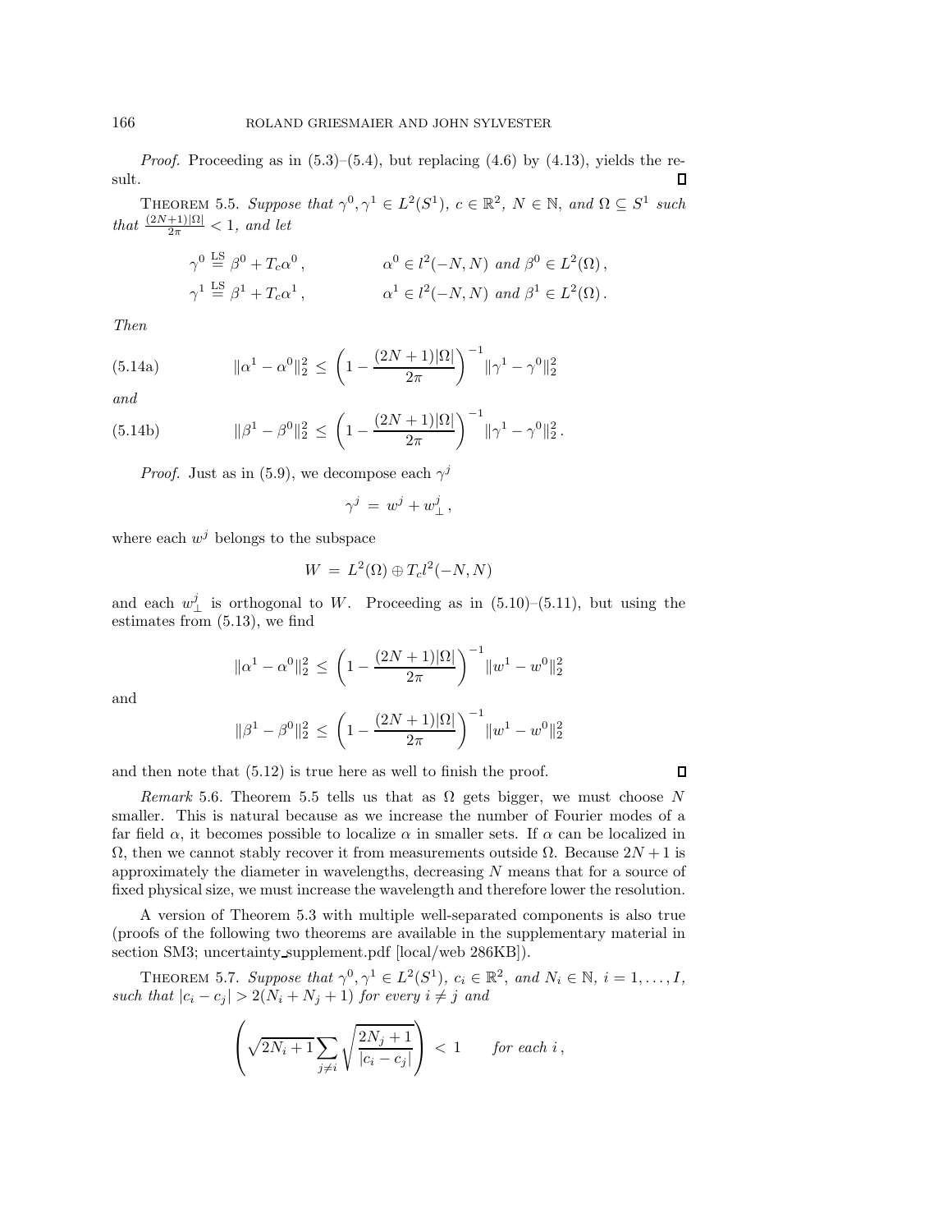*Proof.* Proceeding as in (5.3)–(5.4), but replacing (4.6) by (4.13), yields the result. ∎

**Theorem 5.5.** *Suppose that $\gamma^0, \gamma^1 \in L^2(S^1)$, $c \in \mathbb{R}^2$, $N \in \mathbb{N}$, and $\Omega \subseteq S^1$ such that $\frac{(2N+1)|\Omega|}{2\pi} < 1$, and let*

$$
\begin{aligned}
\gamma^0 &\overset{\text{LS}}{=} \beta^0 + T_c\alpha^0\,, \qquad && \alpha^0 \in l^2(-N,N) \text{ and } \beta^0 \in L^2(\Omega)\,,\\
\gamma^1 &\overset{\text{LS}}{=} \beta^1 + T_c\alpha^1\,, \qquad && \alpha^1 \in l^2(-N,N) \text{ and } \beta^1 \in L^2(\Omega)\,.
\end{aligned}
$$

*Then*

$$
\|\alpha^1 - \alpha^0\|_2^2 \,\le\, \left(1 - \frac{(2N+1)|\Omega|}{2\pi}\right)^{-1} \|\gamma^1 - \gamma^0\|_2^2 \tag{5.14a}
$$

*and*

$$
\|\beta^1 - \beta^0\|_2^2 \,\le\, \left(1 - \frac{(2N+1)|\Omega|}{2\pi}\right)^{-1} \|\gamma^1 - \gamma^0\|_2^2\,. \tag{5.14b}
$$

*Proof.* Just as in (5.9), we decompose each $\gamma^j$

$$
\gamma^j \,=\, w^j + w^j_\perp\,,
$$

where each $w^j$ belongs to the subspace

$$
W \,=\, L^2(\Omega) \oplus T_c l^2(-N,N)
$$

and each $w^j_\perp$ is orthogonal to $W$. Proceeding as in (5.10)–(5.11), but using the estimates from (5.13), we find

$$
\|\alpha^1 - \alpha^0\|_2^2 \,\le\, \left(1 - \frac{(2N+1)|\Omega|}{2\pi}\right)^{-1} \|w^1 - w^0\|_2^2
$$

and

$$
\|\beta^1 - \beta^0\|_2^2 \,\le\, \left(1 - \frac{(2N+1)|\Omega|}{2\pi}\right)^{-1} \|w^1 - w^0\|_2^2
$$

and then note that (5.12) is true here as well to finish the proof. ∎

*Remark* 5.6. Theorem 5.5 tells us that as $\Omega$ gets bigger, we must choose $N$ smaller. This is natural because as we increase the number of Fourier modes of a far field $\alpha$, it becomes possible to localize $\alpha$ in smaller sets. If $\alpha$ can be localized in $\Omega$, then we cannot stably recover it from measurements outside $\Omega$. Because $2N+1$ is approximately the diameter in wavelengths, decreasing $N$ means that for a source of fixed physical size, we must increase the wavelength and therefore lower the resolution.

A version of Theorem 5.3 with multiple well-separated components is also true (proofs of the following two theorems are available in the supplementary material in section SM3; uncertainty_supplement.pdf [local/web 286KB]).

**Theorem 5.7.** *Suppose that $\gamma^0, \gamma^1 \in L^2(S^1)$, $c_i \in \mathbb{R}^2$, and $N_i \in \mathbb{N}$, $i = 1, \dots, I$, such that $|c_i - c_j| > 2(N_i + N_j + 1)$ for every $i \neq j$ and*

$$
\left(\sqrt{2N_i+1}\sum_{j\neq i}\sqrt{\frac{2N_j+1}{|c_i - c_j|}}\right) \,<\, 1 \qquad \textit{for each } i\,,
$$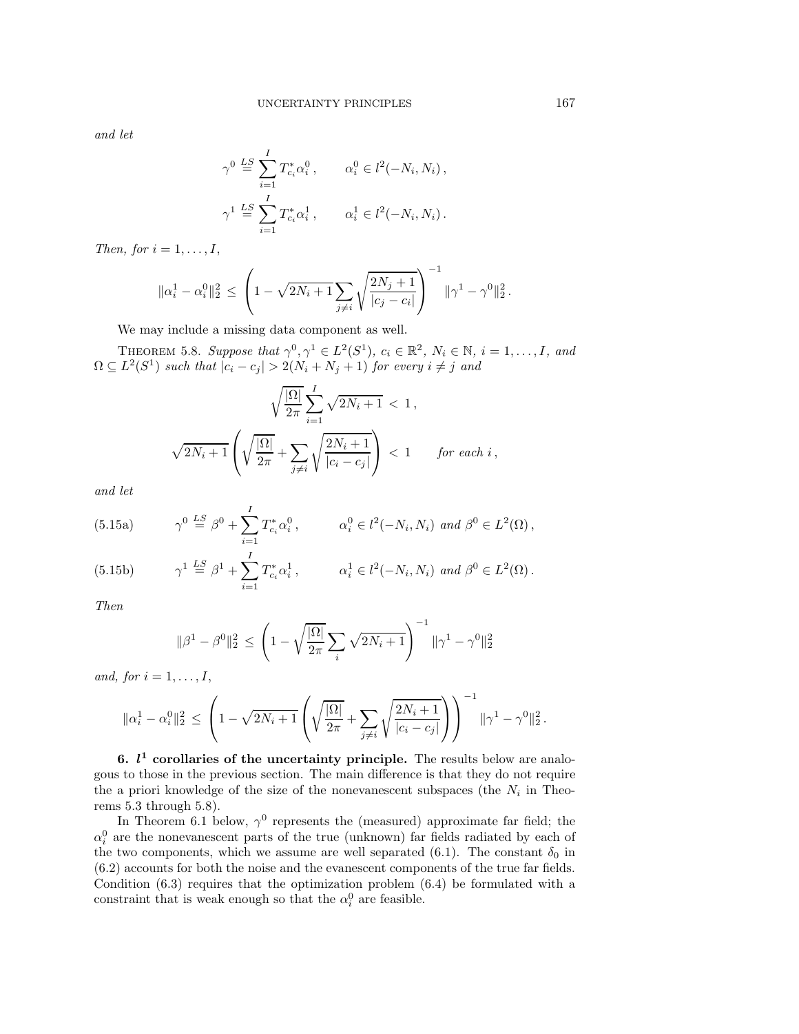and let

$$\gamma^0 \overset{LS}{=} \sum_{i=1}^{I} T_{c_i}^* \alpha_i^0 , \qquad \alpha_i^0 \in l^2(-N_i, N_i) ,$$

$$\gamma^1 \overset{LS}{=} \sum_{i=1}^{I} T_{c_i}^* \alpha_i^1 , \qquad \alpha_i^1 \in l^2(-N_i, N_i) .$$

*Then, for* $i = 1, \ldots, I$,

$$\|\alpha_i^1 - \alpha_i^0\|_2^2 \le \left( 1 - \sqrt{2N_i + 1} \sum_{j \ne i} \sqrt{\frac{2N_j + 1}{|c_j - c_i|}} \right)^{-1} \|\gamma^1 - \gamma^0\|_2^2 .$$

We may include a missing data component as well.

THEOREM 5.8. *Suppose that* $\gamma^0, \gamma^1 \in L^2(S^1)$, $c_i \in \mathbb{R}^2$, $N_i \in \mathbb{N}$, $i = 1, \ldots, I$, *and* $\Omega \subseteq L^2(S^1)$ *such that* $|c_i - c_j| > 2(N_i + N_j + 1)$ *for every* $i \ne j$ *and*

$$\sqrt{\frac{|\Omega|}{2\pi}} \sum_{i=1}^{I} \sqrt{2N_i + 1} \, < \, 1 ,$$

$$\sqrt{2N_i + 1} \left( \sqrt{\frac{|\Omega|}{2\pi}} + \sum_{j \ne i} \sqrt{\frac{2N_i + 1}{|c_i - c_j|}} \right) < 1 \qquad \textit{for each } i ,$$

*and let*

$$\gamma^0 \overset{LS}{=} \beta^0 + \sum_{i=1}^{I} T_{c_i}^* \alpha_i^0 , \qquad \alpha_i^0 \in l^2(-N_i, N_i) \textit{ and } \beta^0 \in L^2(\Omega) , \tag{5.15a}$$

$$\gamma^1 \overset{LS}{=} \beta^1 + \sum_{i=1}^{I} T_{c_i}^* \alpha_i^1 , \qquad \alpha_i^1 \in l^2(-N_i, N_i) \textit{ and } \beta^0 \in L^2(\Omega) . \tag{5.15b}$$

*Then*

$$\|\beta^1 - \beta^0\|_2^2 \le \left( 1 - \sqrt{\frac{|\Omega|}{2\pi}} \sum_i \sqrt{2N_i + 1} \right)^{-1} \|\gamma^1 - \gamma^0\|_2^2$$

*and, for* $i = 1, \ldots, I$,

$$\|\alpha_i^1 - \alpha_i^0\|_2^2 \le \left( 1 - \sqrt{2N_i + 1} \left( \sqrt{\frac{|\Omega|}{2\pi}} + \sum_{j \ne i} \sqrt{\frac{2N_i + 1}{|c_i - c_j|}} \right) \right)^{-1} \|\gamma^1 - \gamma^0\|_2^2 .$$

## 6. $l^1$ corollaries of the uncertainty principle.

The results below are analogous to those in the previous section. The main difference is that they do not require the a priori knowledge of the size of the nonevanescent subspaces (the $N_i$ in Theorems 5.3 through 5.8).

In Theorem 6.1 below, $\gamma^0$ represents the (measured) approximate far field; the $\alpha_i^0$ are the nonevanescent parts of the true (unknown) far fields radiated by each of the two components, which we assume are well separated (6.1). The constant $\delta_0$ in (6.2) accounts for both the noise and the evanescent components of the true far fields. Condition (6.3) requires that the optimization problem (6.4) be formulated with a constraint that is weak enough so that the $\alpha_i^0$ are feasible.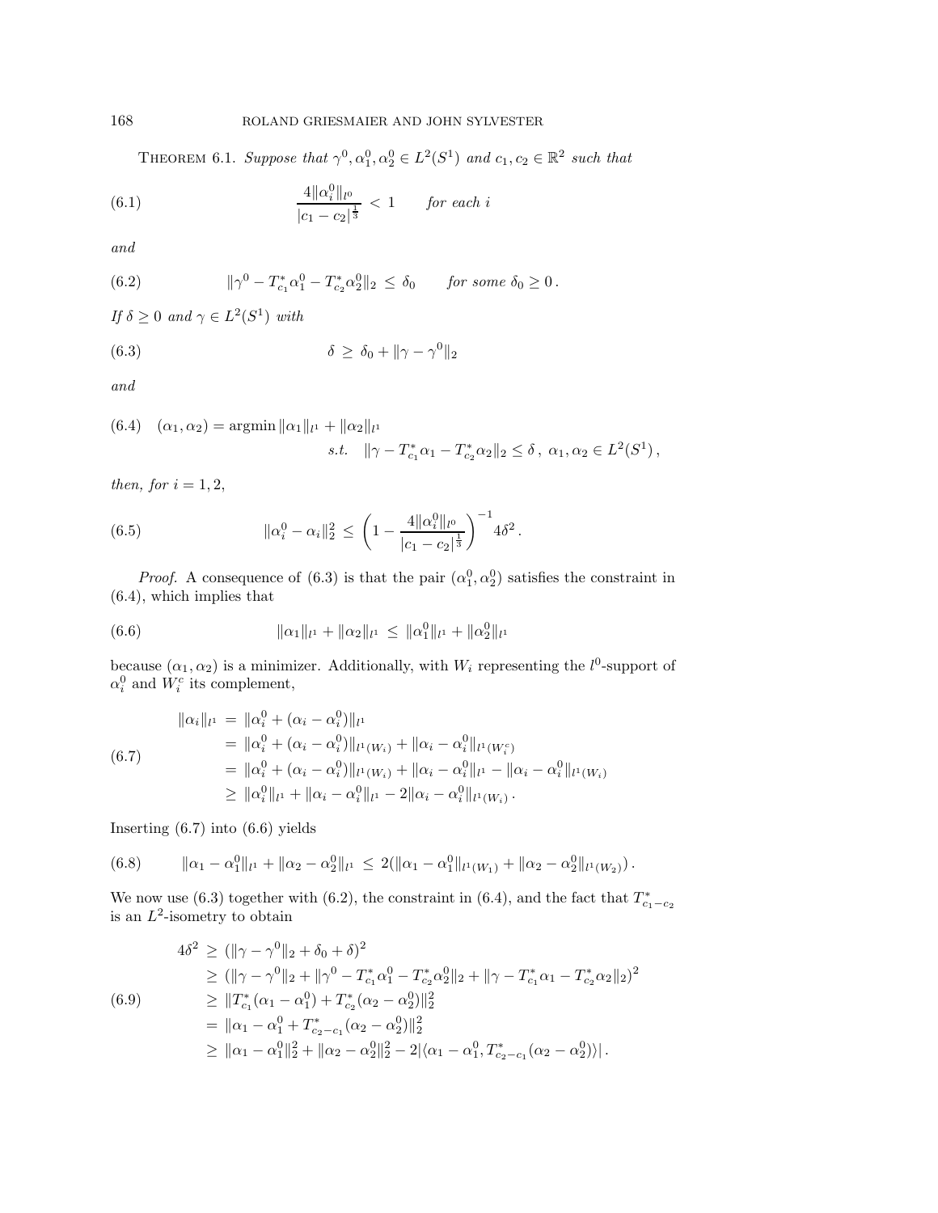THEOREM 6.1. *Suppose that $\gamma^0, \alpha_1^0, \alpha_2^0 \in L^2(S^1)$ and $c_1, c_2 \in \mathbb{R}^2$ such that*

$$\frac{4\|\alpha_i^0\|_{l^0}}{|c_1 - c_2|^{\frac{1}{3}}} < 1 \qquad \textit{for each } i \tag{6.1}$$

*and*

$$\|\gamma^0 - T^*_{c_1}\alpha_1^0 - T^*_{c_2}\alpha_2^0\|_2 \le \delta_0 \qquad \textit{for some } \delta_0 \ge 0\,. \tag{6.2}$$

*If $\delta \ge 0$ and $\gamma \in L^2(S^1)$ with*

$$\delta \ge \delta_0 + \|\gamma - \gamma^0\|_2 \tag{6.3}$$

*and*

$$(\alpha_1, \alpha_2) = \operatorname{argmin} \|\alpha_1\|_{l^1} + \|\alpha_2\|_{l^1} \qquad s.t. \quad \|\gamma - T^*_{c_1}\alpha_1 - T^*_{c_2}\alpha_2\|_2 \le \delta\,,\ \alpha_1, \alpha_2 \in L^2(S^1)\,, \tag{6.4}$$

*then, for $i = 1, 2$,*

$$\|\alpha_i^0 - \alpha_i\|_2^2 \le \left(1 - \frac{4\|\alpha_i^0\|_{l^0}}{|c_1 - c_2|^{\frac{1}{3}}}\right)^{-1} 4\delta^2\,. \tag{6.5}$$

*Proof.* A consequence of (6.3) is that the pair $(\alpha_1^0, \alpha_2^0)$ satisfies the constraint in (6.4), which implies that

$$\|\alpha_1\|_{l^1} + \|\alpha_2\|_{l^1} \le \|\alpha_1^0\|_{l^1} + \|\alpha_2^0\|_{l^1} \tag{6.6}$$

because $(\alpha_1, \alpha_2)$ is a minimizer. Additionally, with $W_i$ representing the $l^0$-support of $\alpha_i^0$ and $W_i^c$ its complement,

$$\begin{aligned}
\|\alpha_i\|_{l^1} &= \|\alpha_i^0 + (\alpha_i - \alpha_i^0)\|_{l^1} \\
&= \|\alpha_i^0 + (\alpha_i - \alpha_i^0)\|_{l^1(W_i)} + \|\alpha_i - \alpha_i^0\|_{l^1(W_i^c)} \\
&= \|\alpha_i^0 + (\alpha_i - \alpha_i^0)\|_{l^1(W_i)} + \|\alpha_i - \alpha_i^0\|_{l^1} - \|\alpha_i - \alpha_i^0\|_{l^1(W_i)} \\
&\ge \|\alpha_i^0\|_{l^1} + \|\alpha_i - \alpha_i^0\|_{l^1} - 2\|\alpha_i - \alpha_i^0\|_{l^1(W_i)}\,.
\end{aligned} \tag{6.7}$$

Inserting (6.7) into (6.6) yields

$$\|\alpha_1 - \alpha_1^0\|_{l^1} + \|\alpha_2 - \alpha_2^0\|_{l^1} \le 2(\|\alpha_1 - \alpha_1^0\|_{l^1(W_1)} + \|\alpha_2 - \alpha_2^0\|_{l^1(W_2)})\,. \tag{6.8}$$

We now use (6.3) together with (6.2), the constraint in (6.4), and the fact that $T^*_{c_1-c_2}$ is an $L^2$-isometry to obtain

$$\begin{aligned}
4\delta^2 &\ge (\|\gamma - \gamma^0\|_2 + \delta_0 + \delta)^2 \\
&\ge (\|\gamma - \gamma^0\|_2 + \|\gamma^0 - T^*_{c_1}\alpha_1^0 - T^*_{c_2}\alpha_2^0\|_2 + \|\gamma - T^*_{c_1}\alpha_1 - T^*_{c_2}\alpha_2\|_2)^2 \\
&\ge \|T^*_{c_1}(\alpha_1 - \alpha_1^0) + T^*_{c_2}(\alpha_2 - \alpha_2^0)\|_2^2 \\
&= \|\alpha_1 - \alpha_1^0 + T^*_{c_2-c_1}(\alpha_2 - \alpha_2^0)\|_2^2 \\
&\ge \|\alpha_1 - \alpha_1^0\|_2^2 + \|\alpha_2 - \alpha_2^0\|_2^2 - 2|\langle \alpha_1 - \alpha_1^0, T^*_{c_2-c_1}(\alpha_2 - \alpha_2^0)\rangle|\,.
\end{aligned} \tag{6.9}$$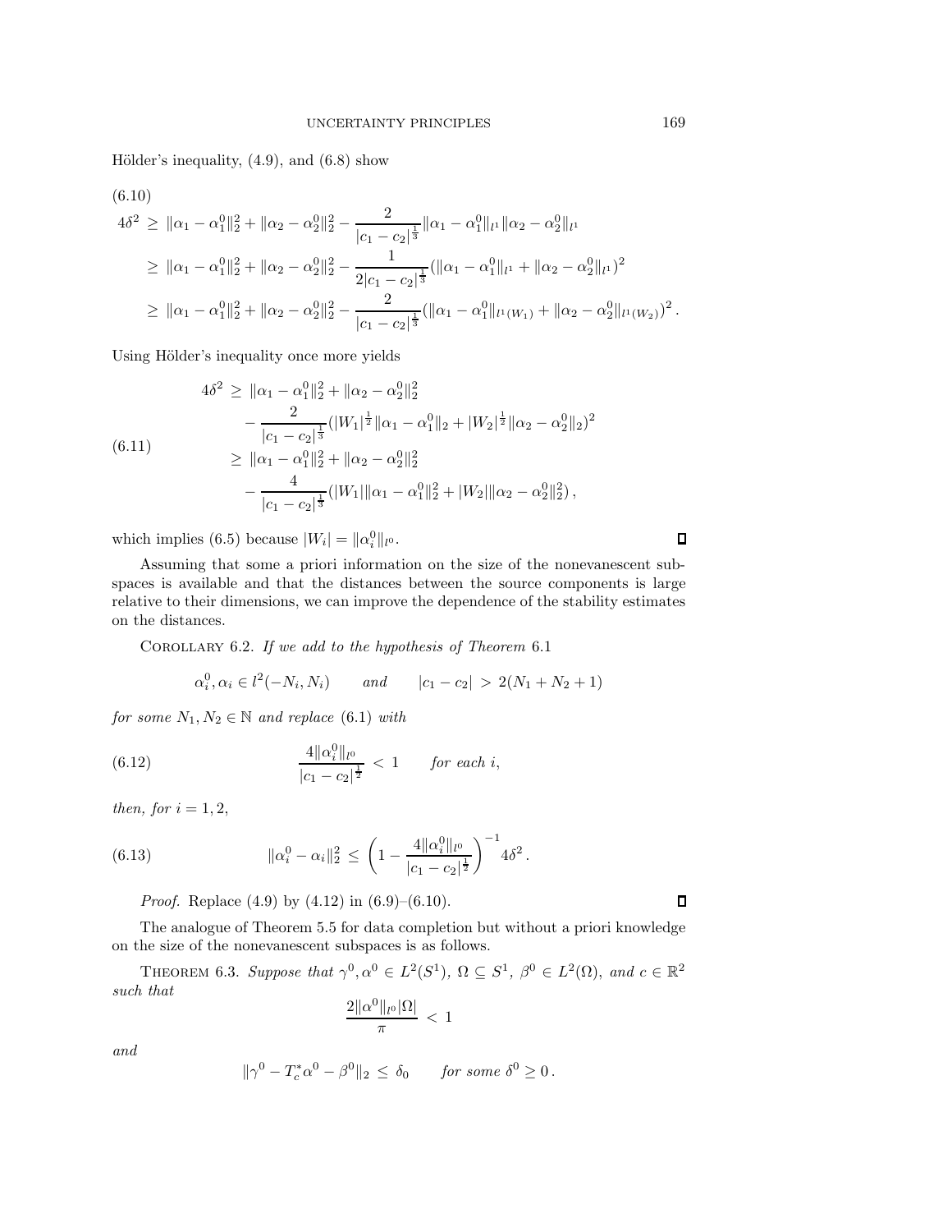Hölder's inequality, (4.9), and (6.8) show

$$
\begin{aligned}
(6.10)\qquad 4\delta^2 &\geq \|\alpha_1 - \alpha_1^0\|_2^2 + \|\alpha_2 - \alpha_2^0\|_2^2 - \frac{2}{|c_1 - c_2|^{\frac{1}{3}}} \|\alpha_1 - \alpha_1^0\|_{l^1} \|\alpha_2 - \alpha_2^0\|_{l^1} \\
&\geq \|\alpha_1 - \alpha_1^0\|_2^2 + \|\alpha_2 - \alpha_2^0\|_2^2 - \frac{1}{2|c_1 - c_2|^{\frac{1}{3}}} (\|\alpha_1 - \alpha_1^0\|_{l^1} + \|\alpha_2 - \alpha_2^0\|_{l^1})^2 \\
&\geq \|\alpha_1 - \alpha_1^0\|_2^2 + \|\alpha_2 - \alpha_2^0\|_2^2 - \frac{2}{|c_1 - c_2|^{\frac{1}{3}}} (\|\alpha_1 - \alpha_1^0\|_{l^1(W_1)} + \|\alpha_2 - \alpha_2^0\|_{l^1(W_2)})^2 .
\end{aligned}
$$

Using Hölder's inequality once more yields

$$
\begin{aligned}
(6.11)\qquad 4\delta^2 &\geq \|\alpha_1 - \alpha_1^0\|_2^2 + \|\alpha_2 - \alpha_2^0\|_2^2 \\
&\quad - \frac{2}{|c_1 - c_2|^{\frac{1}{3}}} (|W_1|^{\frac{1}{2}} \|\alpha_1 - \alpha_1^0\|_2 + |W_2|^{\frac{1}{2}} \|\alpha_2 - \alpha_2^0\|_2)^2 \\
&\geq \|\alpha_1 - \alpha_1^0\|_2^2 + \|\alpha_2 - \alpha_2^0\|_2^2 \\
&\quad - \frac{4}{|c_1 - c_2|^{\frac{1}{3}}} (|W_1| \|\alpha_1 - \alpha_1^0\|_2^2 + |W_2| \|\alpha_2 - \alpha_2^0\|_2^2) ,
\end{aligned}
$$

which implies (6.5) because $|W_i| = \|\alpha_i^0\|_{l^0}$. ∎

Assuming that some a priori information on the size of the nonevanescent subspaces is available and that the distances between the source components is large relative to their dimensions, we can improve the dependence of the stability estimates on the distances.

COROLLARY 6.2. *If we add to the hypothesis of Theorem* 6.1

$$
\alpha_i^0, \alpha_i \in l^2(-N_i, N_i) \qquad \text{and} \qquad |c_1 - c_2| > 2(N_1 + N_2 + 1)
$$

*for some* $N_1, N_2 \in \mathbb{N}$ *and replace* (6.1) *with*

$$
(6.12)\qquad \frac{4\|\alpha_i^0\|_{l^0}}{|c_1 - c_2|^{\frac{1}{2}}} < 1 \qquad \text{for each } i,
$$

*then, for* $i = 1, 2$,

$$
(6.13)\qquad \|\alpha_i^0 - \alpha_i\|_2^2 \leq \left(1 - \frac{4\|\alpha_i^0\|_{l^0}}{|c_1 - c_2|^{\frac{1}{2}}}\right)^{-1} 4\delta^2 .
$$

*Proof.* Replace (4.9) by (4.12) in (6.9)–(6.10). ∎

The analogue of Theorem 5.5 for data completion but without a priori knowledge on the size of the nonevanescent subspaces is as follows.

THEOREM 6.3. *Suppose that* $\gamma^0, \alpha^0 \in L^2(S^1)$, $\Omega \subseteq S^1$, $\beta^0 \in L^2(\Omega)$, *and* $c \in \mathbb{R}^2$ *such that*

$$
\frac{2\|\alpha^0\|_{l^0} |\Omega|}{\pi} < 1
$$

*and*

$$
\|\gamma^0 - T_c^* \alpha^0 - \beta^0\|_2 \leq \delta_0 \qquad \text{for some } \delta^0 \geq 0 .
$$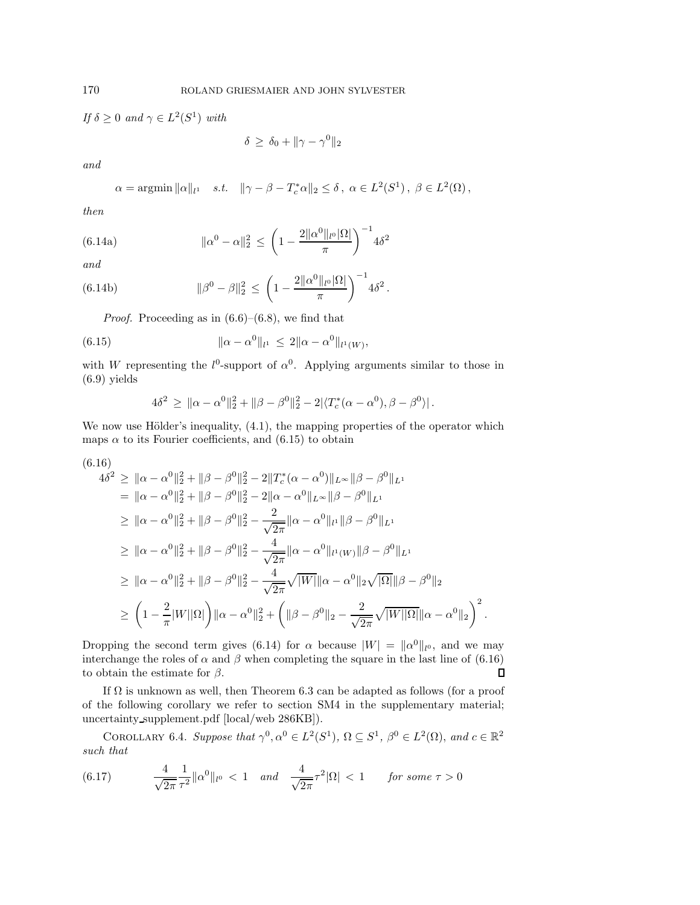*If* $\delta \geq 0$ *and* $\gamma \in L^2(S^1)$ *with*

$$\delta \;\geq\; \delta_0 + \|\gamma - \gamma^0\|_2$$

*and*

$$\alpha = \operatorname{argmin} \|\alpha\|_{l^1} \quad s.t. \quad \|\gamma - \beta - T_c^* \alpha\|_2 \leq \delta\,,\; \alpha \in L^2(S^1)\,,\; \beta \in L^2(\Omega)\,,$$

*then*

$$\|\alpha^0 - \alpha\|_2^2 \;\leq\; \left(1 - \frac{2\|\alpha^0\|_{l^0}|\Omega|}{\pi}\right)^{-1} 4\delta^2 \tag{6.14a}$$

*and*

$$\|\beta^0 - \beta\|_2^2 \;\leq\; \left(1 - \frac{2\|\alpha^0\|_{l^0}|\Omega|}{\pi}\right)^{-1} 4\delta^2\,. \tag{6.14b}$$

*Proof.* Proceeding as in (6.6)–(6.8), we find that

$$\|\alpha - \alpha^0\|_{l^1} \;\leq\; 2\|\alpha - \alpha^0\|_{l^1(W)}, \tag{6.15}$$

with $W$ representing the $l^0$-support of $\alpha^0$. Applying arguments similar to those in (6.9) yields

$$4\delta^2 \;\geq\; \|\alpha - \alpha^0\|_2^2 + \|\beta - \beta^0\|_2^2 - 2|\langle T_c^*(\alpha - \alpha^0), \beta - \beta^0\rangle|\,.$$

We now use Hölder's inequality, (4.1), the mapping properties of the operator which maps $\alpha$ to its Fourier coefficients, and (6.15) to obtain

$$\begin{aligned}
4\delta^2 \;&\geq\; \|\alpha - \alpha^0\|_2^2 + \|\beta - \beta^0\|_2^2 - 2\|T_c^*(\alpha - \alpha^0)\|_{L^\infty}\|\beta - \beta^0\|_{L^1} \\
&=\; \|\alpha - \alpha^0\|_2^2 + \|\beta - \beta^0\|_2^2 - 2\|\alpha - \alpha^0\|_{L^\infty}\|\beta - \beta^0\|_{L^1} \\
&\geq\; \|\alpha - \alpha^0\|_2^2 + \|\beta - \beta^0\|_2^2 - \frac{2}{\sqrt{2\pi}}\|\alpha - \alpha^0\|_{l^1}\|\beta - \beta^0\|_{L^1} \\
&\geq\; \|\alpha - \alpha^0\|_2^2 + \|\beta - \beta^0\|_2^2 - \frac{4}{\sqrt{2\pi}}\|\alpha - \alpha^0\|_{l^1(W)}\|\beta - \beta^0\|_{L^1} \\
&\geq\; \|\alpha - \alpha^0\|_2^2 + \|\beta - \beta^0\|_2^2 - \frac{4}{\sqrt{2\pi}}\sqrt{|W|}\|\alpha - \alpha^0\|_2\sqrt{|\Omega|}\|\beta - \beta^0\|_2 \\
&\geq\; \left(1 - \frac{2}{\pi}|W||\Omega|\right)\|\alpha - \alpha^0\|_2^2 + \left(\|\beta - \beta^0\|_2 - \frac{2}{\sqrt{2\pi}}\sqrt{|W||\Omega|}\|\alpha - \alpha^0\|_2\right)^2.
\end{aligned} \tag{6.16}$$

Dropping the second term gives (6.14) for $\alpha$ because $|W| = \|\alpha^0\|_{l^0}$, and we may interchange the roles of $\alpha$ and $\beta$ when completing the square in the last line of (6.16) to obtain the estimate for $\beta$. ∎

If $\Omega$ is unknown as well, then Theorem 6.3 can be adapted as follows (for a proof of the following corollary we refer to section SM4 in the supplementary material; uncertainty_supplement.pdf [local/web 286KB]).

Corollary 6.4. *Suppose that* $\gamma^0, \alpha^0 \in L^2(S^1)$, $\Omega \subseteq S^1$, $\beta^0 \in L^2(\Omega)$, *and* $c \in \mathbb{R}^2$ *such that*

$$\frac{4}{\sqrt{2\pi}}\frac{1}{\tau^2}\|\alpha^0\|_{l^0} \;<\; 1 \quad \textit{and} \quad \frac{4}{\sqrt{2\pi}}\tau^2|\Omega| \;<\; 1 \qquad \textit{for some } \tau > 0 \tag{6.17}$$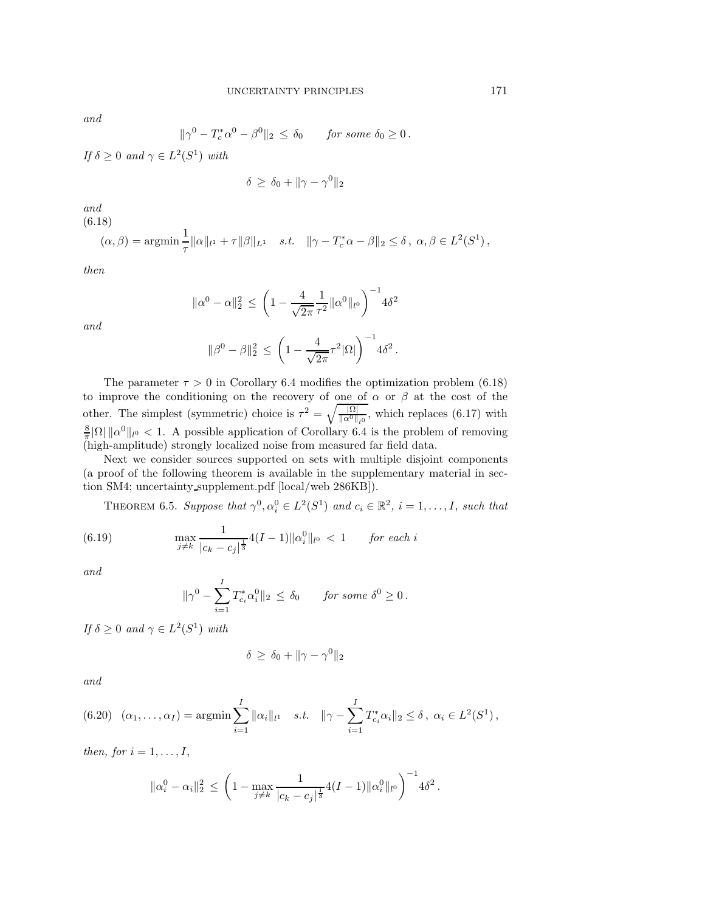*and*

$$\|\gamma^0 - T_c^*\alpha^0 - \beta^0\|_2 \le \delta_0 \qquad \textit{for some } \delta_0 \ge 0\,.$$

*If* $\delta \ge 0$ *and* $\gamma \in L^2(S^1)$ *with*

$$\delta \ge \delta_0 + \|\gamma - \gamma^0\|_2$$

*and*

(6.18)

$$(\alpha,\beta) = \operatorname{argmin} \frac{1}{\tau}\|\alpha\|_{l^1} + \tau\|\beta\|_{L^1} \quad \textit{s.t.} \quad \|\gamma - T_c^*\alpha - \beta\|_2 \le \delta\,,\ \alpha,\beta \in L^2(S^1)\,,$$

*then*

$$\|\alpha^0 - \alpha\|_2^2 \le \left(1 - \frac{4}{\sqrt{2\pi}}\frac{1}{\tau^2}\|\alpha^0\|_{l^0}\right)^{-1} 4\delta^2$$

*and*

$$\|\beta^0 - \beta\|_2^2 \le \left(1 - \frac{4}{\sqrt{2\pi}}\tau^2|\Omega|\right)^{-1} 4\delta^2\,.$$

The parameter $\tau > 0$ in Corollary 6.4 modifies the optimization problem (6.18) to improve the conditioning on the recovery of one of $\alpha$ or $\beta$ at the cost of the other. The simplest (symmetric) choice is $\tau^2 = \sqrt{\frac{|\Omega|}{\|\alpha^0\|_{l^0}}}$, which replaces (6.17) with $\frac{8}{\pi}|\Omega|\,\|\alpha^0\|_{l^0} < 1$. A possible application of Corollary 6.4 is the problem of removing (high-amplitude) strongly localized noise from measured far field data.

Next we consider sources supported on sets with multiple disjoint components (a proof of the following theorem is available in the supplementary material in section SM4; uncertainty_supplement.pdf [local/web 286KB]).

THEOREM 6.5. *Suppose that* $\gamma^0, \alpha_i^0 \in L^2(S^1)$ *and* $c_i \in \mathbb{R}^2$, $i = 1,\dots,I$, *such that*

$$\max_{j\neq k} \frac{1}{|c_k - c_j|^{\frac{1}{3}}} 4(I-1)\|\alpha_i^0\|_{l^0} < 1 \qquad \textit{for each } i \tag{6.19}$$

*and*

$$\|\gamma^0 - \sum_{i=1}^{I} T_{c_i}^*\alpha_i^0\|_2 \le \delta_0 \qquad \textit{for some } \delta^0 \ge 0\,.$$

*If* $\delta \ge 0$ *and* $\gamma \in L^2(S^1)$ *with*

$$\delta \ge \delta_0 + \|\gamma - \gamma^0\|_2$$

*and*

$$(\alpha_1,\dots,\alpha_I) = \operatorname{argmin} \sum_{i=1}^{I}\|\alpha_i\|_{l^1} \quad \textit{s.t.} \quad \|\gamma - \sum_{i=1}^{I} T_{c_i}^*\alpha_i\|_2 \le \delta\,,\ \alpha_i \in L^2(S^1)\,, \tag{6.20}$$

*then, for* $i = 1,\dots,I$,

$$\|\alpha_i^0 - \alpha_i\|_2^2 \le \left(1 - \max_{j\neq k}\frac{1}{|c_k - c_j|^{\frac{1}{3}}}4(I-1)\|\alpha_i^0\|_{l^0}\right)^{-1} 4\delta^2\,.$$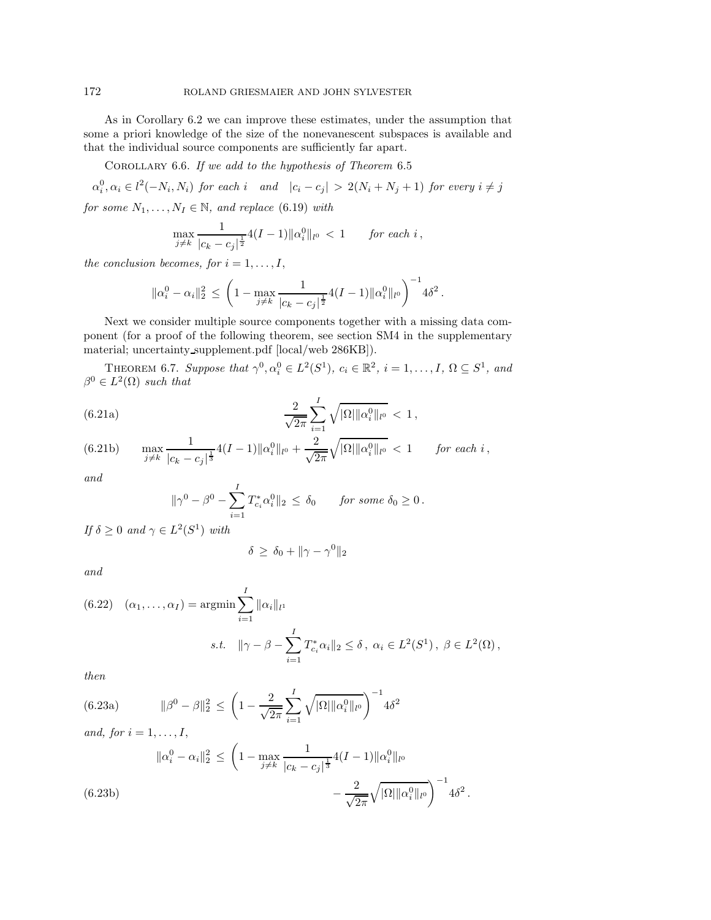As in Corollary 6.2 we can improve these estimates, under the assumption that some a priori knowledge of the size of the nonevanescent subspaces is available and that the individual source components are sufficiently far apart.

Corollary 6.6. *If we add to the hypothesis of Theorem* 6.5

$$\alpha_i^0, \alpha_i \in l^2(-N_i, N_i) \text{ for each } i \quad \text{and} \quad |c_i - c_j| > 2(N_i + N_j + 1) \text{ for every } i \neq j$$

*for some* $N_1, \ldots, N_I \in \mathbb{N}$, *and replace* (6.19) *with*

$$\max_{j \neq k} \frac{1}{|c_k - c_j|^{\frac{1}{2}}} 4(I-1)\|\alpha_i^0\|_{l^0} < 1 \qquad \text{for each } i\,,$$

*the conclusion becomes, for* $i = 1, \ldots, I$,

$$\|\alpha_i^0 - \alpha_i\|_2^2 \leq \left(1 - \max_{j \neq k} \frac{1}{|c_k - c_j|^{\frac{1}{2}}} 4(I-1)\|\alpha_i^0\|_{l^0}\right)^{-1} 4\delta^2\,.$$

Next we consider multiple source components together with a missing data component (for a proof of the following theorem, see section SM4 in the supplementary material; uncertainty_supplement.pdf [local/web 286KB]).

Theorem 6.7. *Suppose that* $\gamma^0, \alpha_i^0 \in L^2(S^1)$, $c_i \in \mathbb{R}^2$, $i = 1, \ldots, I$, $\Omega \subseteq S^1$, *and* $\beta^0 \in L^2(\Omega)$ *such that*

$$\frac{2}{\sqrt{2\pi}} \sum_{i=1}^{I} \sqrt{|\Omega| \|\alpha_i^0\|_{l^0}} < 1\,, \tag{6.21a}$$

$$\max_{j \neq k} \frac{1}{|c_k - c_j|^{\frac{1}{3}}} 4(I-1)\|\alpha_i^0\|_{l^0} + \frac{2}{\sqrt{2\pi}} \sqrt{|\Omega| \|\alpha_i^0\|_{l^0}} < 1 \qquad \text{for each } i\,, \tag{6.21b}$$

*and*

$$\|\gamma^0 - \beta^0 - \sum_{i=1}^{I} T_{c_i}^* \alpha_i^0\|_2 \leq \delta_0 \qquad \text{for some } \delta_0 \geq 0\,.$$

*If* $\delta \geq 0$ *and* $\gamma \in L^2(S^1)$ *with*

$$\delta \geq \delta_0 + \|\gamma - \gamma^0\|_2$$

*and*

$$(\alpha_1, \ldots, \alpha_I) = \operatorname{argmin} \sum_{i=1}^{I} \|\alpha_i\|_{l^1} \quad \text{s.t.} \quad \|\gamma - \beta - \sum_{i=1}^{I} T_{c_i}^* \alpha_i\|_2 \leq \delta\,,\ \alpha_i \in L^2(S^1)\,,\ \beta \in L^2(\Omega)\,, \tag{6.22}$$

*then*

$$\|\beta^0 - \beta\|_2^2 \leq \left(1 - \frac{2}{\sqrt{2\pi}} \sum_{i=1}^{I} \sqrt{|\Omega| \|\alpha_i^0\|_{l^0}}\right)^{-1} 4\delta^2 \tag{6.23a}$$

*and, for* $i = 1, \ldots, I$,

$$\|\alpha_i^0 - \alpha_i\|_2^2 \leq \left(1 - \max_{j \neq k} \frac{1}{|c_k - c_j|^{\frac{1}{3}}} 4(I-1)\|\alpha_i^0\|_{l^0} - \frac{2}{\sqrt{2\pi}} \sqrt{|\Omega| \|\alpha_i^0\|_{l^0}}\right)^{-1} 4\delta^2\,. \tag{6.23b}$$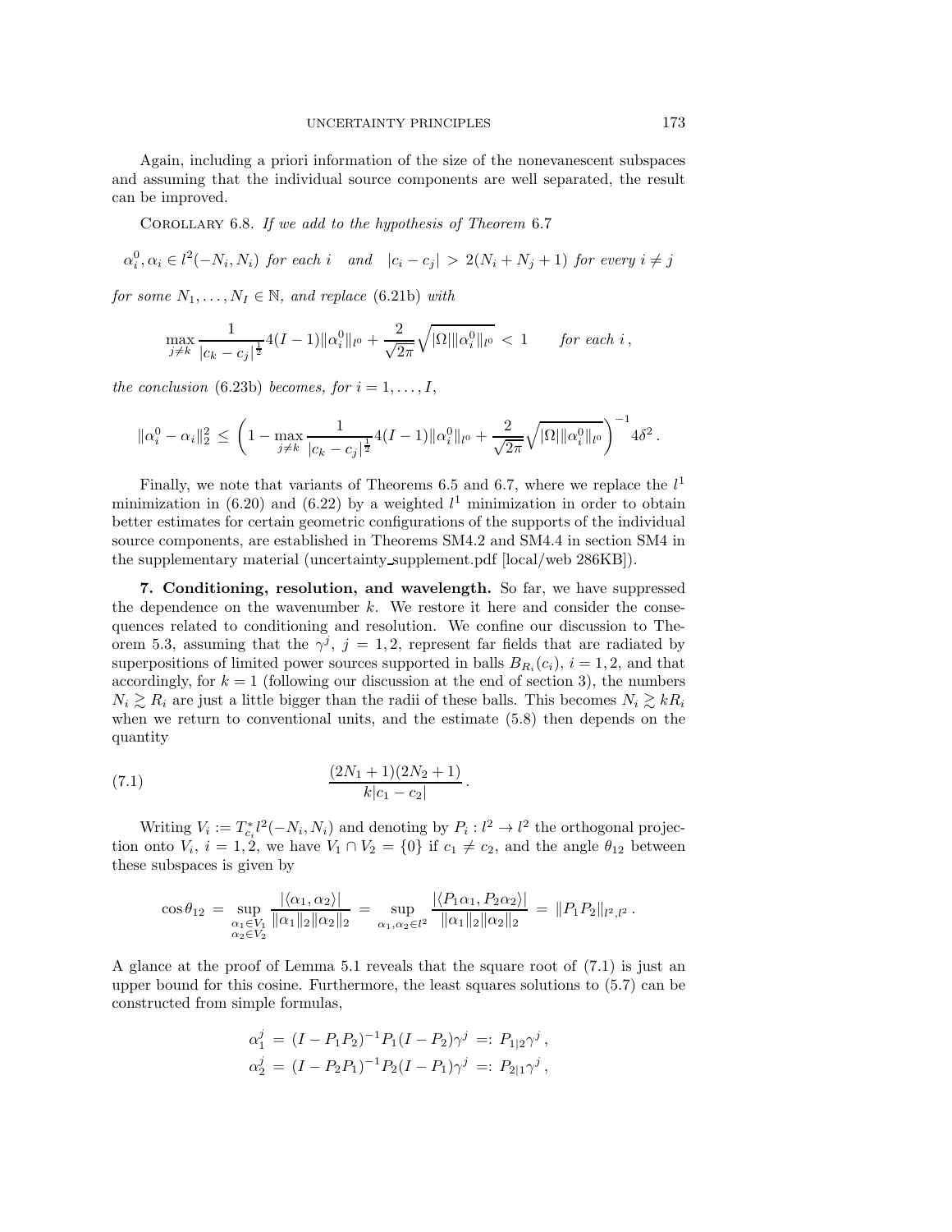Again, including a priori information of the size of the nonevanescent subspaces and assuming that the individual source components are well separated, the result can be improved.

Corollary 6.8. *If we add to the hypothesis of Theorem* 6.7

$$\alpha_i^0, \alpha_i \in l^2(-N_i, N_i) \text{ for each } i \quad \text{and} \quad |c_i - c_j| > 2(N_i + N_j + 1) \text{ for every } i \neq j$$

*for some* $N_1, \ldots, N_I \in \mathbb{N}$*, and replace* (6.21b) *with*

$$\max_{j \neq k} \frac{1}{|c_k - c_j|^{\frac{1}{2}}} 4(I-1)\|\alpha_i^0\|_{l^0} + \frac{2}{\sqrt{2\pi}}\sqrt{|\Omega| \|\alpha_i^0\|_{l^0}} < 1 \qquad \text{for each } i\,,$$

*the conclusion* (6.23b) *becomes, for* $i = 1, \ldots, I$,

$$\|\alpha_i^0 - \alpha_i\|_2^2 \leq \left(1 - \max_{j \neq k} \frac{1}{|c_k - c_j|^{\frac{1}{2}}} 4(I-1)\|\alpha_i^0\|_{l^0} + \frac{2}{\sqrt{2\pi}}\sqrt{|\Omega| \|\alpha_i^0\|_{l^0}}\right)^{-1} 4\delta^2\,.$$

Finally, we note that variants of Theorems 6.5 and 6.7, where we replace the $l^1$ minimization in (6.20) and (6.22) by a weighted $l^1$ minimization in order to obtain better estimates for certain geometric configurations of the supports of the individual source components, are established in Theorems SM4.2 and SM4.4 in section SM4 in the supplementary material (uncertainty_supplement.pdf [local/web 286KB]).

## 7. Conditioning, resolution, and wavelength.

So far, we have suppressed the dependence on the wavenumber $k$. We restore it here and consider the consequences related to conditioning and resolution. We confine our discussion to Theorem 5.3, assuming that the $\gamma^j$, $j = 1, 2$, represent far fields that are radiated by superpositions of limited power sources supported in balls $B_{R_i}(c_i)$, $i = 1, 2$, and that accordingly, for $k = 1$ (following our discussion at the end of section 3), the numbers $N_i \gtrsim R_i$ are just a little bigger than the radii of these balls. This becomes $N_i \gtrsim kR_i$ when we return to conventional units, and the estimate (5.8) then depends on the quantity

$$\frac{(2N_1 + 1)(2N_2 + 1)}{k|c_1 - c_2|}\,. \tag{7.1}$$

Writing $V_i := T_{c_i}^* l^2(-N_i, N_i)$ and denoting by $P_i : l^2 \to l^2$ the orthogonal projection onto $V_i$, $i = 1, 2$, we have $V_1 \cap V_2 = \{0\}$ if $c_1 \neq c_2$, and the angle $\theta_{12}$ between these subspaces is given by

$$\cos\theta_{12} = \sup_{\substack{\alpha_1 \in V_1 \\ \alpha_2 \in V_2}} \frac{|\langle \alpha_1, \alpha_2 \rangle|}{\|\alpha_1\|_2 \|\alpha_2\|_2} = \sup_{\alpha_1, \alpha_2 \in l^2} \frac{|\langle P_1\alpha_1, P_2\alpha_2 \rangle|}{\|\alpha_1\|_2 \|\alpha_2\|_2} = \|P_1 P_2\|_{l^2, l^2}\,.$$

A glance at the proof of Lemma 5.1 reveals that the square root of (7.1) is just an upper bound for this cosine. Furthermore, the least squares solutions to (5.7) can be constructed from simple formulas,

$$\alpha_1^j = (I - P_1P_2)^{-1} P_1 (I - P_2)\gamma^j =: P_{1|2}\gamma^j\,,$$
$$\alpha_2^j = (I - P_2P_1)^{-1} P_2 (I - P_1)\gamma^j =: P_{2|1}\gamma^j\,,$$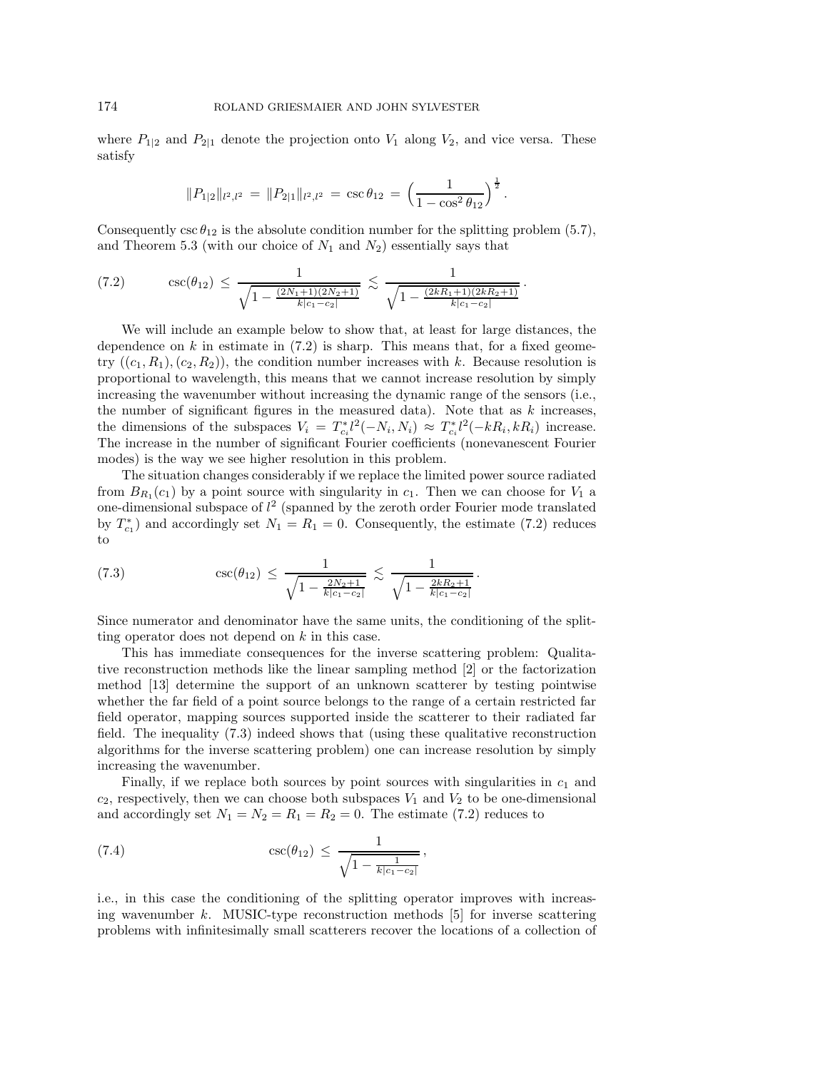where $P_{1|2}$ and $P_{2|1}$ denote the projection onto $V_1$ along $V_2$, and vice versa. These satisfy

$$\|P_{1|2}\|_{l^2,l^2} \;=\; \|P_{2|1}\|_{l^2,l^2} \;=\; \csc\theta_{12} \;=\; \Big(\frac{1}{1-\cos^2\theta_{12}}\Big)^{\frac{1}{2}}.$$

Consequently $\csc\theta_{12}$ is the absolute condition number for the splitting problem (5.7), and Theorem 5.3 (with our choice of $N_1$ and $N_2$) essentially says that

$$\csc(\theta_{12}) \;\le\; \frac{1}{\sqrt{1-\frac{(2N_1+1)(2N_2+1)}{k|c_1-c_2|}}} \;\lesssim\; \frac{1}{\sqrt{1-\frac{(2kR_1+1)(2kR_2+1)}{k|c_1-c_2|}}}. \tag{7.2}$$

We will include an example below to show that, at least for large distances, the dependence on $k$ in estimate in (7.2) is sharp. This means that, for a fixed geometry $((c_1,R_1),(c_2,R_2))$, the condition number increases with $k$. Because resolution is proportional to wavelength, this means that we cannot increase resolution by simply increasing the wavenumber without increasing the dynamic range of the sensors (i.e., the number of significant figures in the measured data). Note that as $k$ increases, the dimensions of the subspaces $V_i = T^*_{c_i} l^2(-N_i,N_i) \approx T^*_{c_i} l^2(-kR_i,kR_i)$ increase. The increase in the number of significant Fourier coefficients (nonevanescent Fourier modes) is the way we see higher resolution in this problem.

The situation changes considerably if we replace the limited power source radiated from $B_{R_1}(c_1)$ by a point source with singularity in $c_1$. Then we can choose for $V_1$ a one-dimensional subspace of $l^2$ (spanned by the zeroth order Fourier mode translated by $T^*_{c_1}$) and accordingly set $N_1 = R_1 = 0$. Consequently, the estimate (7.2) reduces to

$$\csc(\theta_{12}) \;\le\; \frac{1}{\sqrt{1-\frac{2N_2+1}{k|c_1-c_2|}}} \;\lesssim\; \frac{1}{\sqrt{1-\frac{2kR_2+1}{k|c_1-c_2|}}}. \tag{7.3}$$

Since numerator and denominator have the same units, the conditioning of the splitting operator does not depend on $k$ in this case.

This has immediate consequences for the inverse scattering problem: Qualitative reconstruction methods like the linear sampling method [2] or the factorization method [13] determine the support of an unknown scatterer by testing pointwise whether the far field of a point source belongs to the range of a certain restricted far field operator, mapping sources supported inside the scatterer to their radiated far field. The inequality (7.3) indeed shows that (using these qualitative reconstruction algorithms for the inverse scattering problem) one can increase resolution by simply increasing the wavenumber.

Finally, if we replace both sources by point sources with singularities in $c_1$ and $c_2$, respectively, then we can choose both subspaces $V_1$ and $V_2$ to be one-dimensional and accordingly set $N_1 = N_2 = R_1 = R_2 = 0$. The estimate (7.2) reduces to

$$\csc(\theta_{12}) \;\le\; \frac{1}{\sqrt{1-\frac{1}{k|c_1-c_2|}}}, \tag{7.4}$$

i.e., in this case the conditioning of the splitting operator improves with increasing wavenumber $k$. MUSIC-type reconstruction methods [5] for inverse scattering problems with infinitesimally small scatterers recover the locations of a collection of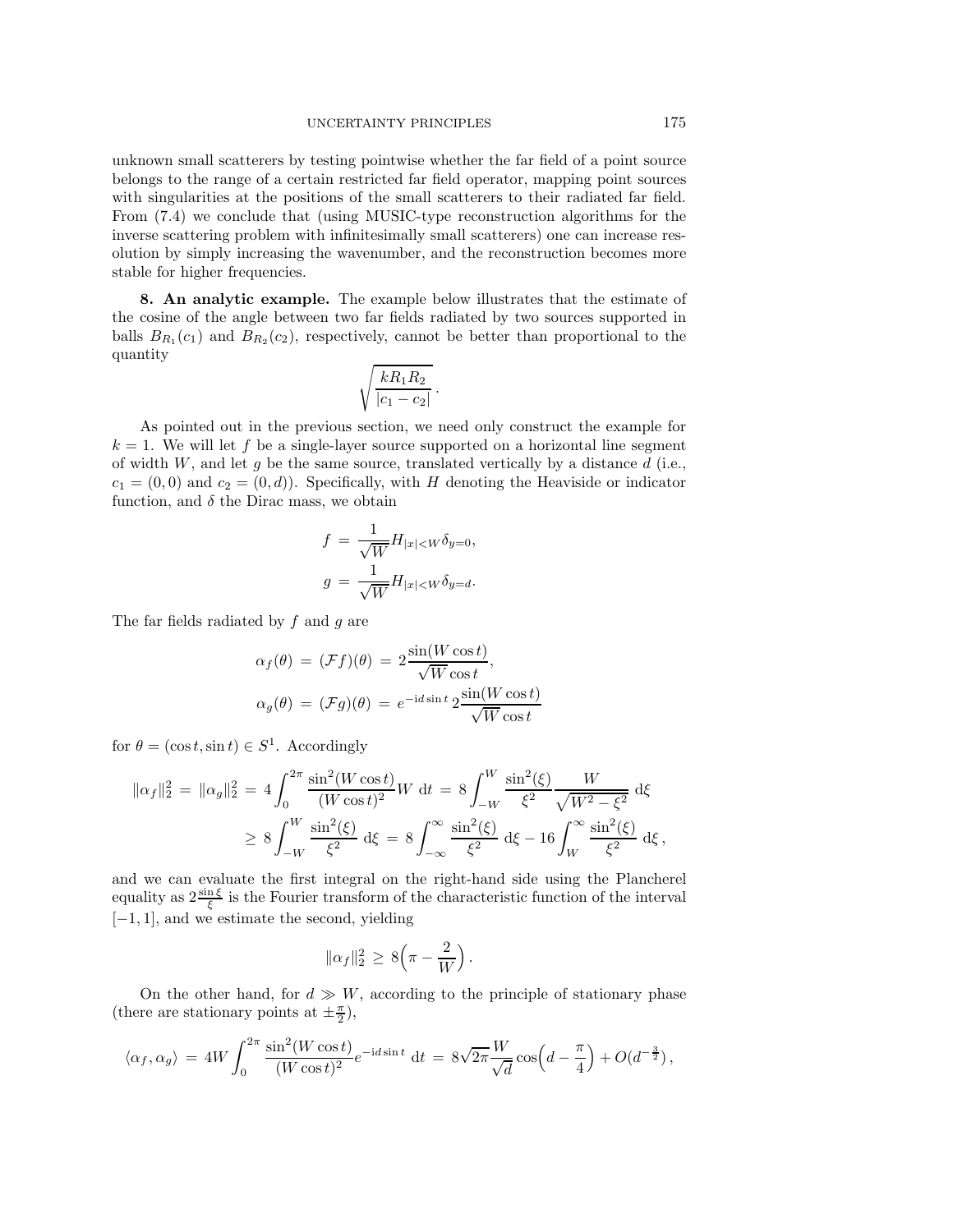unknown small scatterers by testing pointwise whether the far field of a point source belongs to the range of a certain restricted far field operator, mapping point sources with singularities at the positions of the small scatterers to their radiated far field. From (7.4) we conclude that (using MUSIC-type reconstruction algorithms for the inverse scattering problem with infinitesimally small scatterers) one can increase resolution by simply increasing the wavenumber, and the reconstruction becomes more stable for higher frequencies.

**8. An analytic example.** The example below illustrates that the estimate of the cosine of the angle between two far fields radiated by two sources supported in balls $B_{R_1}(c_1)$ and $B_{R_2}(c_2)$, respectively, cannot be better than proportional to the quantity

$$\sqrt{\frac{kR_1R_2}{|c_1 - c_2|}}\,.$$

As pointed out in the previous section, we need only construct the example for $k = 1$. We will let $f$ be a single-layer source supported on a horizontal line segment of width $W$, and let $g$ be the same source, translated vertically by a distance $d$ (i.e., $c_1 = (0, 0)$ and $c_2 = (0, d)$). Specifically, with $H$ denoting the Heaviside or indicator function, and $\delta$ the Dirac mass, we obtain

$$f \;=\; \frac{1}{\sqrt{W}} H_{|x|<W}\delta_{y=0},$$
$$g \;=\; \frac{1}{\sqrt{W}} H_{|x|<W}\delta_{y=d}.$$

The far fields radiated by $f$ and $g$ are

$$\alpha_f(\theta) \;=\; (\mathcal{F}f)(\theta) \;=\; 2\frac{\sin(W\cos t)}{\sqrt{W}\cos t},$$
$$\alpha_g(\theta) \;=\; (\mathcal{F}g)(\theta) \;=\; e^{-\mathrm{i}d\sin t}\, 2\frac{\sin(W\cos t)}{\sqrt{W}\cos t}$$

for $\theta = (\cos t, \sin t) \in S^1$. Accordingly

$$\begin{aligned}
\|\alpha_f\|_2^2 \;=\; \|\alpha_g\|_2^2 \;&=\; 4\int_0^{2\pi} \frac{\sin^2(W\cos t)}{(W\cos t)^2} W \;\mathrm{d}t \;=\; 8\int_{-W}^{W} \frac{\sin^2(\xi)}{\xi^2}\frac{W}{\sqrt{W^2-\xi^2}}\;\mathrm{d}\xi \\
&\geq\; 8\int_{-W}^{W} \frac{\sin^2(\xi)}{\xi^2}\;\mathrm{d}\xi \;=\; 8\int_{-\infty}^{\infty} \frac{\sin^2(\xi)}{\xi^2}\;\mathrm{d}\xi - 16\int_{W}^{\infty} \frac{\sin^2(\xi)}{\xi^2}\;\mathrm{d}\xi\,,
\end{aligned}$$

and we can evaluate the first integral on the right-hand side using the Plancherel equality as $2\frac{\sin\xi}{\xi}$ is the Fourier transform of the characteristic function of the interval $[-1, 1]$, and we estimate the second, yielding

$$\|\alpha_f\|_2^2 \;\geq\; 8\Big(\pi - \frac{2}{W}\Big)\,.$$

On the other hand, for $d \gg W$, according to the principle of stationary phase (there are stationary points at $\pm\frac{\pi}{2}$),

$$\langle \alpha_f, \alpha_g\rangle \;=\; 4W\int_0^{2\pi} \frac{\sin^2(W\cos t)}{(W\cos t)^2} e^{-\mathrm{i}d\sin t}\;\mathrm{d}t \;=\; 8\sqrt{2\pi}\frac{W}{\sqrt{d}}\cos\Big(d - \frac{\pi}{4}\Big) + O(d^{-\frac{3}{2}})\,,$$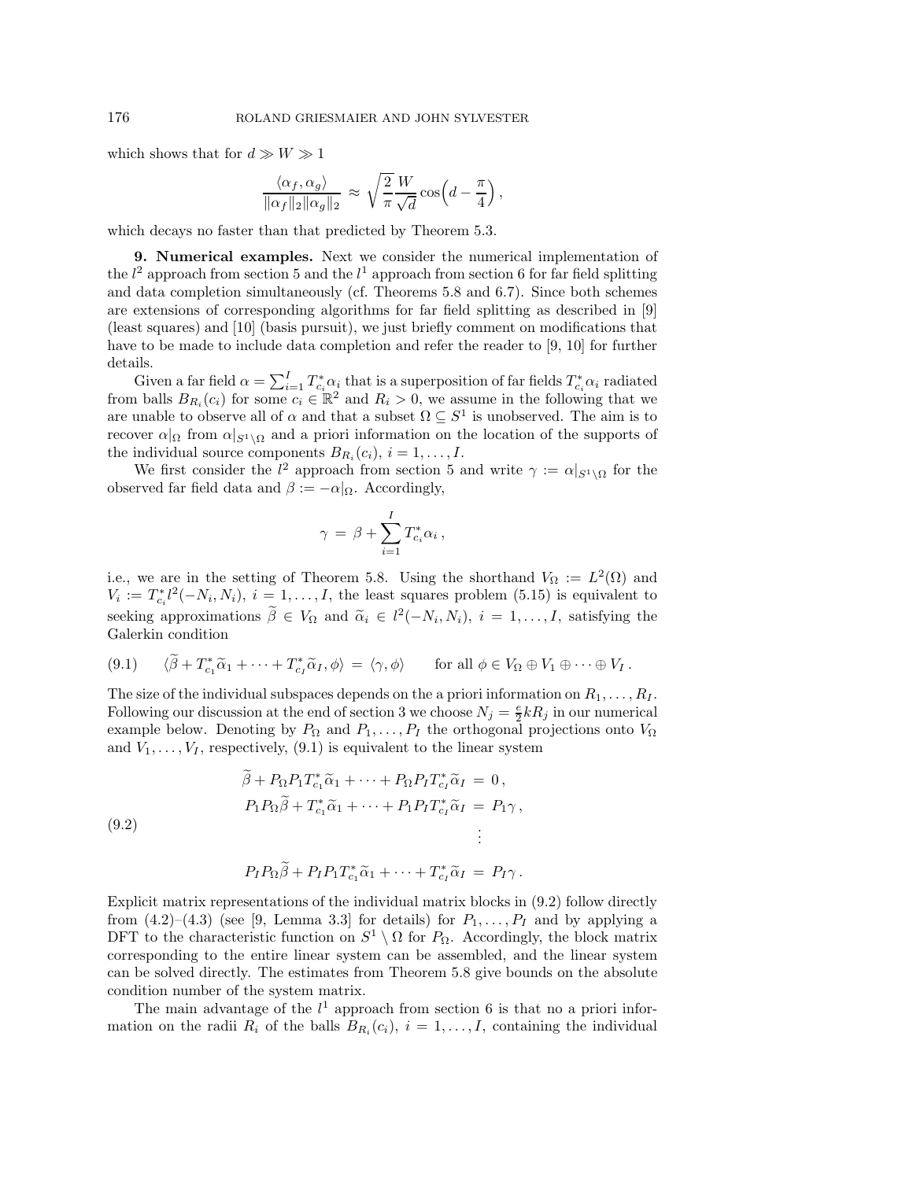which shows that for $d \gg W \gg 1$

$$\frac{\langle \alpha_f, \alpha_g \rangle}{\|\alpha_f\|_2 \|\alpha_g\|_2} \approx \sqrt{\frac{2}{\pi}} \frac{W}{\sqrt{d}} \cos\Big(d - \frac{\pi}{4}\Big)\,,$$

which decays no faster than that predicted by Theorem 5.3.

**9. Numerical examples.** Next we consider the numerical implementation of the $l^2$ approach from section 5 and the $l^1$ approach from section 6 for far field splitting and data completion simultaneously (cf. Theorems 5.8 and 6.7). Since both schemes are extensions of corresponding algorithms for far field splitting as described in [9] (least squares) and [10] (basis pursuit), we just briefly comment on modifications that have to be made to include data completion and refer the reader to [9, 10] for further details.

Given a far field $\alpha = \sum_{i=1}^{I} T_{c_i}^* \alpha_i$ that is a superposition of far fields $T_{c_i}^* \alpha_i$ radiated from balls $B_{R_i}(c_i)$ for some $c_i \in \mathbb{R}^2$ and $R_i > 0$, we assume in the following that we are unable to observe all of $\alpha$ and that a subset $\Omega \subseteq S^1$ is unobserved. The aim is to recover $\alpha|_\Omega$ from $\alpha|_{S^1 \setminus \Omega}$ and a priori information on the location of the supports of the individual source components $B_{R_i}(c_i)$, $i = 1, \ldots, I$.

We first consider the $l^2$ approach from section 5 and write $\gamma := \alpha|_{S^1 \setminus \Omega}$ for the observed far field data and $\beta := -\alpha|_\Omega$. Accordingly,

$$\gamma \;=\; \beta + \sum_{i=1}^{I} T_{c_i}^* \alpha_i\,,$$

i.e., we are in the setting of Theorem 5.8. Using the shorthand $V_\Omega := L^2(\Omega)$ and $V_i := T_{c_i}^* l^2(-N_i, N_i)$, $i = 1, \ldots, I$, the least squares problem (5.15) is equivalent to seeking approximations $\widetilde{\beta} \in V_\Omega$ and $\widetilde{\alpha}_i \in l^2(-N_i, N_i)$, $i = 1, \ldots, I$, satisfying the Galerkin condition

$$\langle \widetilde{\beta} + T_{c_1}^* \widetilde{\alpha}_1 + \cdots + T_{c_I}^* \widetilde{\alpha}_I, \phi \rangle \;=\; \langle \gamma, \phi \rangle \qquad \text{for all } \phi \in V_\Omega \oplus V_1 \oplus \cdots \oplus V_I\,. \tag{9.1}$$

The size of the individual subspaces depends on the a priori information on $R_1, \ldots, R_I$. Following our discussion at the end of section 3 we choose $N_j = \frac{e}{2} k R_j$ in our numerical example below. Denoting by $P_\Omega$ and $P_1, \ldots, P_I$ the orthogonal projections onto $V_\Omega$ and $V_1, \ldots, V_I$, respectively, (9.1) is equivalent to the linear system

$$\begin{aligned}
\widetilde{\beta} + P_\Omega P_1 T_{c_1}^* \widetilde{\alpha}_1 + \cdots + P_\Omega P_I T_{c_I}^* \widetilde{\alpha}_I \;&=\; 0\,,\\
P_1 P_\Omega \widetilde{\beta} + T_{c_1}^* \widetilde{\alpha}_1 + \cdots + P_1 P_I T_{c_I}^* \widetilde{\alpha}_I \;&=\; P_1 \gamma\,,\\
&\;\;\vdots\\
P_I P_\Omega \widetilde{\beta} + P_I P_1 T_{c_1}^* \widetilde{\alpha}_1 + \cdots + T_{c_I}^* \widetilde{\alpha}_I \;&=\; P_I \gamma\,.
\end{aligned} \tag{9.2}$$

Explicit matrix representations of the individual matrix blocks in (9.2) follow directly from (4.2)–(4.3) (see [9, Lemma 3.3] for details) for $P_1, \ldots, P_I$ and by applying a DFT to the characteristic function on $S^1 \setminus \Omega$ for $P_\Omega$. Accordingly, the block matrix corresponding to the entire linear system can be assembled, and the linear system can be solved directly. The estimates from Theorem 5.8 give bounds on the absolute condition number of the system matrix.

The main advantage of the $l^1$ approach from section 6 is that no a priori information on the radii $R_i$ of the balls $B_{R_i}(c_i)$, $i = 1, \ldots, I$, containing the individual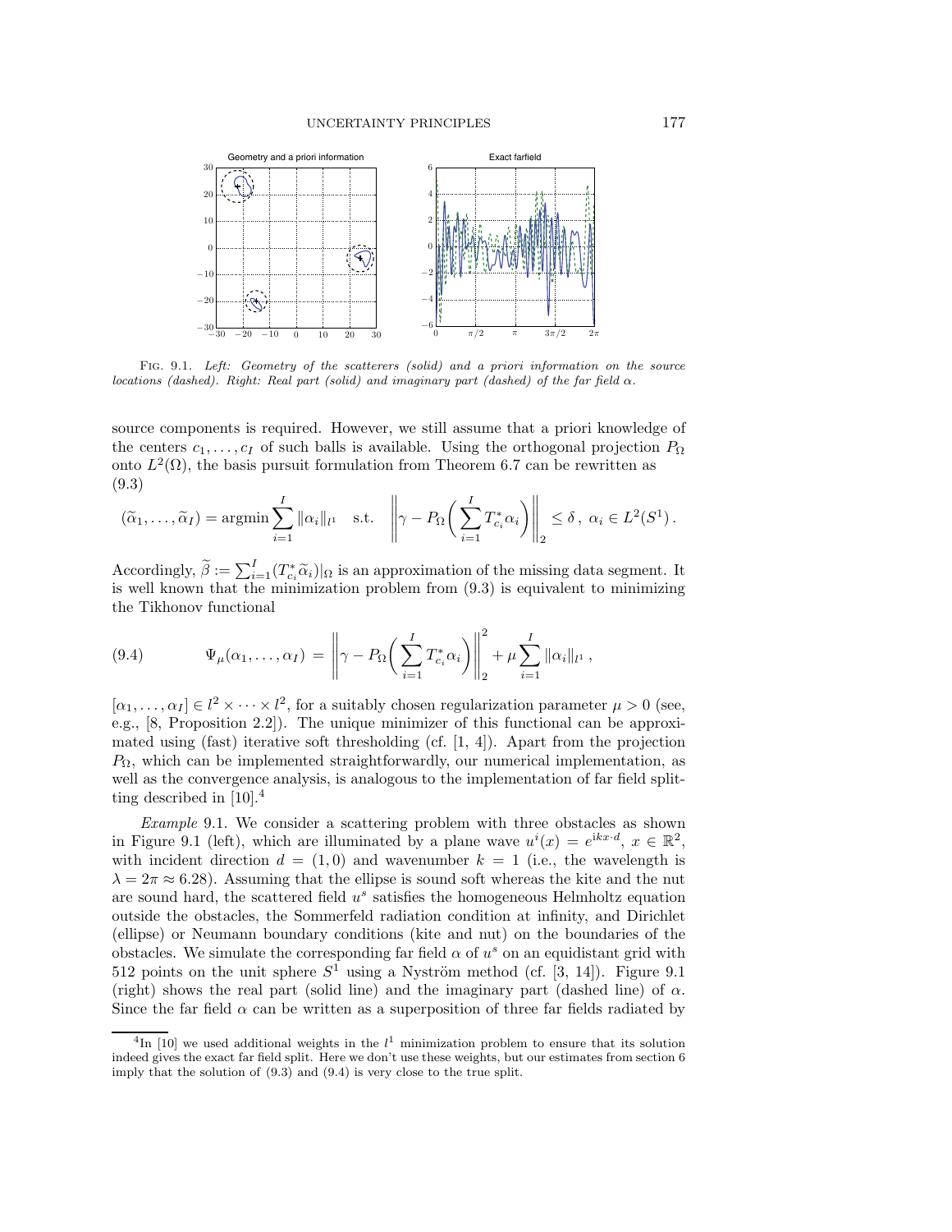FIG. 9.1. *Left: Geometry of the scatterers (solid) and a priori information on the source locations (dashed). Right: Real part (solid) and imaginary part (dashed) of the far field $\alpha$.*

source components is required. However, we still assume that a priori knowledge of the centers $c_1, \dots, c_I$ of such balls is available. Using the orthogonal projection $P_\Omega$ onto $L^2(\Omega)$, the basis pursuit formulation from Theorem 6.7 can be rewritten as (9.3)

$$(\widetilde{\alpha}_1, \dots, \widetilde{\alpha}_I) = \operatorname{argmin} \sum_{i=1}^{I} \|\alpha_i\|_{l^1} \quad \text{s.t.} \quad \left\| \gamma - P_\Omega \Big( \sum_{i=1}^{I} T_{c_i}^* \alpha_i \Big) \right\|_2 \leq \delta \,, \ \alpha_i \in L^2(S^1) \,.$$

Accordingly, $\widetilde{\beta} := \sum_{i=1}^{I} (T_{c_i}^* \widetilde{\alpha}_i)|_\Omega$ is an approximation of the missing data segment. It is well known that the minimization problem from (9.3) is equivalent to minimizing the Tikhonov functional

$$\Psi_\mu(\alpha_1, \dots, \alpha_I) = \left\| \gamma - P_\Omega \Big( \sum_{i=1}^{I} T_{c_i}^* \alpha_i \Big) \right\|_2^2 + \mu \sum_{i=1}^{I} \|\alpha_i\|_{l^1} \,, \tag{9.4}$$

$[\alpha_1, \dots, \alpha_I] \in l^2 \times \cdots \times l^2$, for a suitably chosen regularization parameter $\mu > 0$ (see, e.g., [8, Proposition 2.2]). The unique minimizer of this functional can be approximated using (fast) iterative soft thresholding (cf. [1, 4]). Apart from the projection $P_\Omega$, which can be implemented straightforwardly, our numerical implementation, as well as the convergence analysis, is analogous to the implementation of far field splitting described in [10].[4]

*Example* 9.1. We consider a scattering problem with three obstacles as shown in Figure 9.1 (left), which are illuminated by a plane wave $u^i(x) = e^{ikx \cdot d}$, $x \in \mathbb{R}^2$, with incident direction $d = (1, 0)$ and wavenumber $k = 1$ (i.e., the wavelength is $\lambda = 2\pi \approx 6.28$). Assuming that the ellipse is sound soft whereas the kite and the nut are sound hard, the scattered field $u^s$ satisfies the homogeneous Helmholtz equation outside the obstacles, the Sommerfeld radiation condition at infinity, and Dirichlet (ellipse) or Neumann boundary conditions (kite and nut) on the boundaries of the obstacles. We simulate the corresponding far field $\alpha$ of $u^s$ on an equidistant grid with 512 points on the unit sphere $S^1$ using a Nyström method (cf. [3, 14]). Figure 9.1 (right) shows the real part (solid line) and the imaginary part (dashed line) of $\alpha$. Since the far field $\alpha$ can be written as a superposition of three far fields radiated by

[4] In [10] we used additional weights in the $l^1$ minimization problem to ensure that its solution indeed gives the exact far field split. Here we don't use these weights, but our estimates from section 6 imply that the solution of (9.3) and (9.4) is very close to the true split.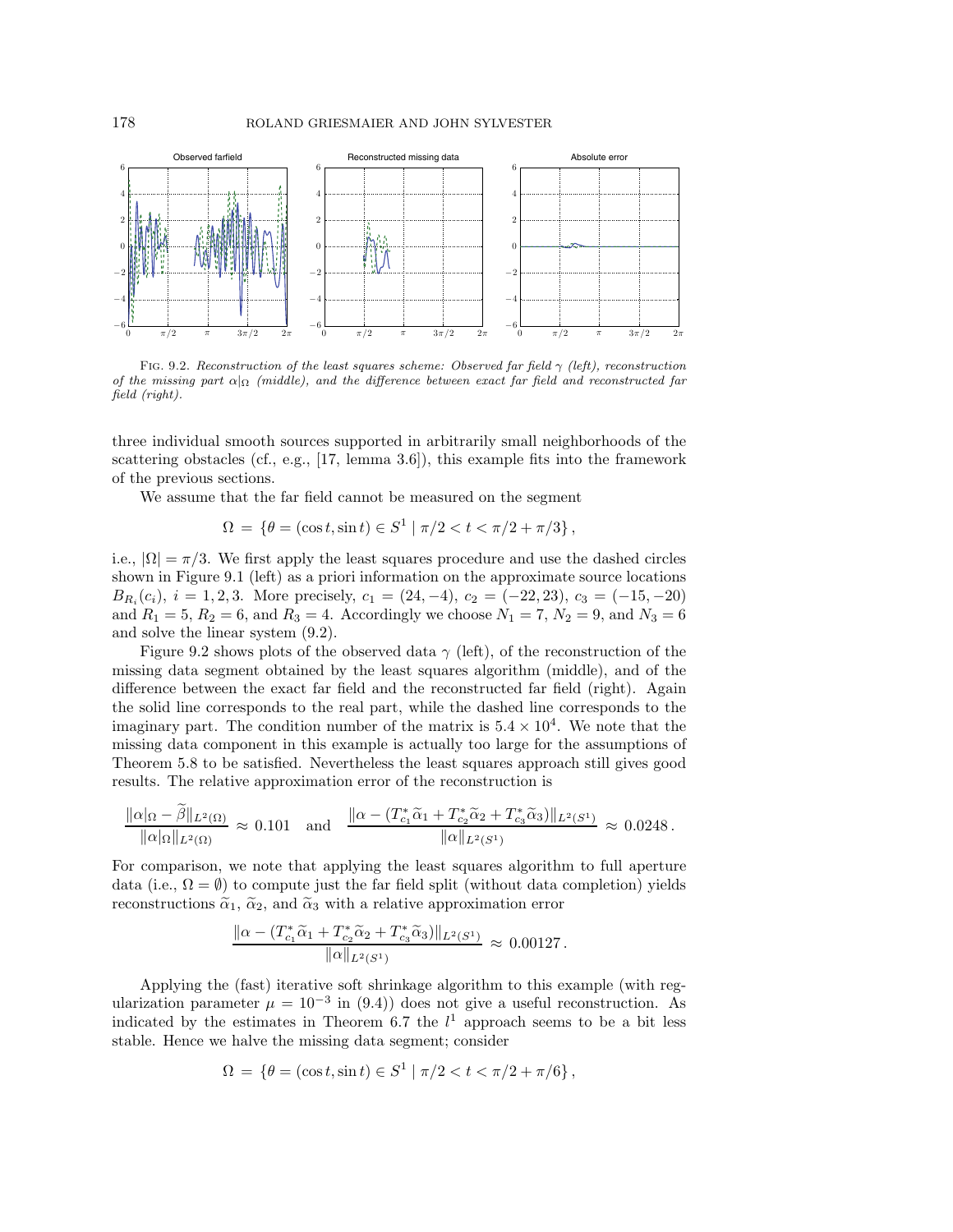FIG. 9.2. *Reconstruction of the least squares scheme: Observed far field $\gamma$ (left), reconstruction of the missing part $\alpha|_\Omega$ (middle), and the difference between exact far field and reconstructed far field (right).*

three individual smooth sources supported in arbitrarily small neighborhoods of the scattering obstacles (cf., e.g., [17, lemma 3.6]), this example fits into the framework of the previous sections.

We assume that the far field cannot be measured on the segment

$$\Omega = \{\theta = (\cos t, \sin t) \in S^1 \mid \pi/2 < t < \pi/2 + \pi/3\},$$

i.e., $|\Omega| = \pi/3$. We first apply the least squares procedure and use the dashed circles shown in Figure 9.1 (left) as a priori information on the approximate source locations $B_{R_i}(c_i)$, $i = 1, 2, 3$. More precisely, $c_1 = (24, -4)$, $c_2 = (-22, 23)$, $c_3 = (-15, -20)$ and $R_1 = 5$, $R_2 = 6$, and $R_3 = 4$. Accordingly we choose $N_1 = 7$, $N_2 = 9$, and $N_3 = 6$ and solve the linear system (9.2).

Figure 9.2 shows plots of the observed data $\gamma$ (left), of the reconstruction of the missing data segment obtained by the least squares algorithm (middle), and of the difference between the exact far field and the reconstructed far field (right). Again the solid line corresponds to the real part, while the dashed line corresponds to the imaginary part. The condition number of the matrix is $5.4 \times 10^4$. We note that the missing data component in this example is actually too large for the assumptions of Theorem 5.8 to be satisfied. Nevertheless the least squares approach still gives good results. The relative approximation error of the reconstruction is

$$\frac{\|\alpha|_\Omega - \widetilde{\beta}\|_{L^2(\Omega)}}{\|\alpha|_\Omega\|_{L^2(\Omega)}} \approx 0.101 \quad \text{and} \quad \frac{\|\alpha - (T^*_{c_1}\widetilde{\alpha}_1 + T^*_{c_2}\widetilde{\alpha}_2 + T^*_{c_3}\widetilde{\alpha}_3)\|_{L^2(S^1)}}{\|\alpha\|_{L^2(S^1)}} \approx 0.0248\,.$$

For comparison, we note that applying the least squares algorithm to full aperture data (i.e., $\Omega = \emptyset$) to compute just the far field split (without data completion) yields reconstructions $\widetilde{\alpha}_1$, $\widetilde{\alpha}_2$, and $\widetilde{\alpha}_3$ with a relative approximation error

$$\frac{\|\alpha - (T^*_{c_1}\widetilde{\alpha}_1 + T^*_{c_2}\widetilde{\alpha}_2 + T^*_{c_3}\widetilde{\alpha}_3)\|_{L^2(S^1)}}{\|\alpha\|_{L^2(S^1)}} \approx 0.00127\,.$$

Applying the (fast) iterative soft shrinkage algorithm to this example (with regularization parameter $\mu = 10^{-3}$ in (9.4)) does not give a useful reconstruction. As indicated by the estimates in Theorem 6.7 the $l^1$ approach seems to be a bit less stable. Hence we halve the missing data segment; consider

$$\Omega = \{\theta = (\cos t, \sin t) \in S^1 \mid \pi/2 < t < \pi/2 + \pi/6\},$$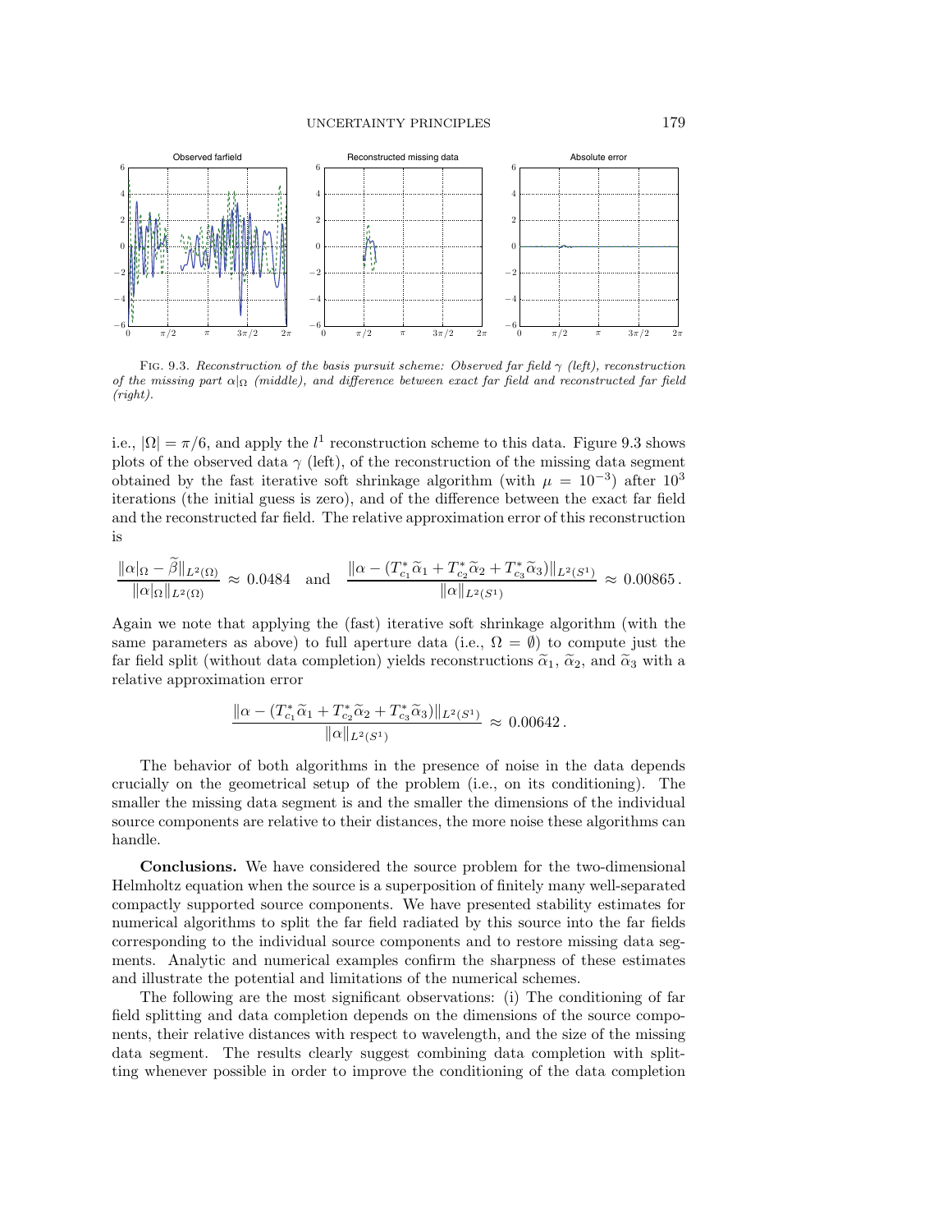FIG. 9.3. *Reconstruction of the basis pursuit scheme: Observed far field $\gamma$ (left), reconstruction of the missing part $\alpha|_\Omega$ (middle), and difference between exact far field and reconstructed far field (right).*

i.e., $|\Omega| = \pi/6$, and apply the $l^1$ reconstruction scheme to this data. Figure 9.3 shows plots of the observed data $\gamma$ (left), of the reconstruction of the missing data segment obtained by the fast iterative soft shrinkage algorithm (with $\mu = 10^{-3}$) after $10^3$ iterations (the initial guess is zero), and of the difference between the exact far field and the reconstructed far field. The relative approximation error of this reconstruction is

$$\frac{\|\alpha|_\Omega - \widetilde{\beta}\|_{L^2(\Omega)}}{\|\alpha|_\Omega\|_{L^2(\Omega)}} \approx 0.0484 \quad \text{and} \quad \frac{\|\alpha - (T_{c_1}^* \widetilde{\alpha}_1 + T_{c_2}^* \widetilde{\alpha}_2 + T_{c_3}^* \widetilde{\alpha}_3)\|_{L^2(S^1)}}{\|\alpha\|_{L^2(S^1)}} \approx 0.00865 \,.$$

Again we note that applying the (fast) iterative soft shrinkage algorithm (with the same parameters as above) to full aperture data (i.e., $\Omega = \emptyset$) to compute just the far field split (without data completion) yields reconstructions $\widetilde{\alpha}_1$, $\widetilde{\alpha}_2$, and $\widetilde{\alpha}_3$ with a relative approximation error

$$\frac{\|\alpha - (T_{c_1}^* \widetilde{\alpha}_1 + T_{c_2}^* \widetilde{\alpha}_2 + T_{c_3}^* \widetilde{\alpha}_3)\|_{L^2(S^1)}}{\|\alpha\|_{L^2(S^1)}} \approx 0.00642 \,.$$

The behavior of both algorithms in the presence of noise in the data depends crucially on the geometrical setup of the problem (i.e., on its conditioning). The smaller the missing data segment is and the smaller the dimensions of the individual source components are relative to their distances, the more noise these algorithms can handle.

**Conclusions.** We have considered the source problem for the two-dimensional Helmholtz equation when the source is a superposition of finitely many well-separated compactly supported source components. We have presented stability estimates for numerical algorithms to split the far field radiated by this source into the far fields corresponding to the individual source components and to restore missing data segments. Analytic and numerical examples confirm the sharpness of these estimates and illustrate the potential and limitations of the numerical schemes.

The following are the most significant observations: (i) The conditioning of far field splitting and data completion depends on the dimensions of the source components, their relative distances with respect to wavelength, and the size of the missing data segment. The results clearly suggest combining data completion with splitting whenever possible in order to improve the conditioning of the data completion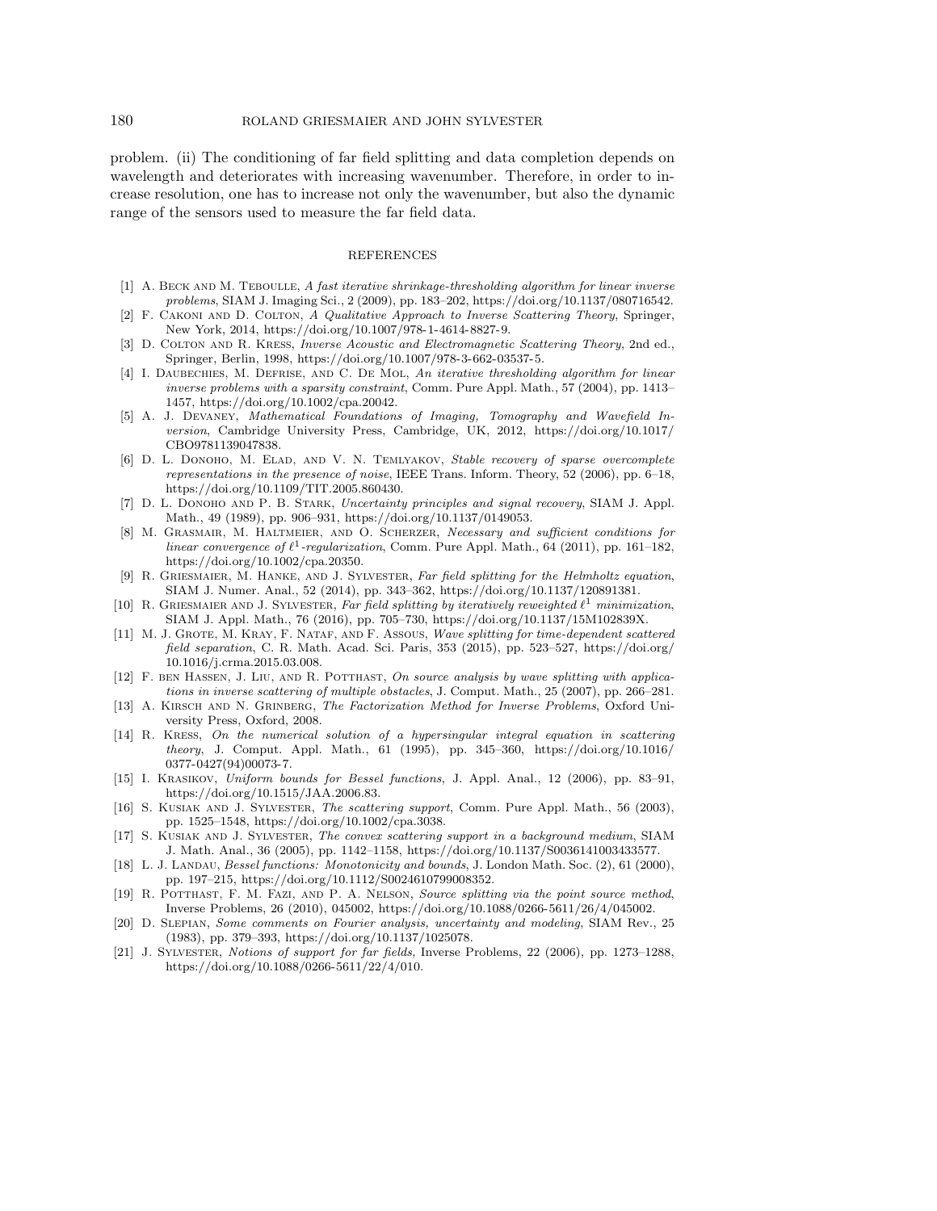problem. (ii) The conditioning of far field splitting and data completion depends on wavelength and deteriorates with increasing wavenumber. Therefore, in order to increase resolution, one has to increase not only the wavenumber, but also the dynamic range of the sensors used to measure the far field data.

## REFERENCES

[1] A. Beck and M. Teboulle, *A fast iterative shrinkage-thresholding algorithm for linear inverse problems*, SIAM J. Imaging Sci., 2 (2009), pp. 183–202, https://doi.org/10.1137/080716542.

[2] F. Cakoni and D. Colton, *A Qualitative Approach to Inverse Scattering Theory*, Springer, New York, 2014, https://doi.org/10.1007/978-1-4614-8827-9.

[3] D. Colton and R. Kress, *Inverse Acoustic and Electromagnetic Scattering Theory*, 2nd ed., Springer, Berlin, 1998, https://doi.org/10.1007/978-3-662-03537-5.

[4] I. Daubechies, M. Defrise, and C. De Mol, *An iterative thresholding algorithm for linear inverse problems with a sparsity constraint*, Comm. Pure Appl. Math., 57 (2004), pp. 1413–1457, https://doi.org/10.1002/cpa.20042.

[5] A. J. Devaney, *Mathematical Foundations of Imaging, Tomography and Wavefield Inversion*, Cambridge University Press, Cambridge, UK, 2012, https://doi.org/10.1017/CBO9781139047838.

[6] D. L. Donoho, M. Elad, and V. N. Temlyakov, *Stable recovery of sparse overcomplete representations in the presence of noise*, IEEE Trans. Inform. Theory, 52 (2006), pp. 6–18, https://doi.org/10.1109/TIT.2005.860430.

[7] D. L. Donoho and P. B. Stark, *Uncertainty principles and signal recovery*, SIAM J. Appl. Math., 49 (1989), pp. 906–931, https://doi.org/10.1137/0149053.

[8] M. Grasmair, M. Haltmeier, and O. Scherzer, *Necessary and sufficient conditions for linear convergence of $\ell^1$-regularization*, Comm. Pure Appl. Math., 64 (2011), pp. 161–182, https://doi.org/10.1002/cpa.20350.

[9] R. Griesmaier, M. Hanke, and J. Sylvester, *Far field splitting for the Helmholtz equation*, SIAM J. Numer. Anal., 52 (2014), pp. 343–362, https://doi.org/10.1137/120891381.

[10] R. Griesmaier and J. Sylvester, *Far field splitting by iteratively reweighted $\ell^1$ minimization*, SIAM J. Appl. Math., 76 (2016), pp. 705–730, https://doi.org/10.1137/15M102839X.

[11] M. J. Grote, M. Kray, F. Nataf, and F. Assous, *Wave splitting for time-dependent scattered field separation*, C. R. Math. Acad. Sci. Paris, 353 (2015), pp. 523–527, https://doi.org/10.1016/j.crma.2015.03.008.

[12] F. ben Hassen, J. Liu, and R. Potthast, *On source analysis by wave splitting with applications in inverse scattering of multiple obstacles*, J. Comput. Math., 25 (2007), pp. 266–281.

[13] A. Kirsch and N. Grinberg, *The Factorization Method for Inverse Problems*, Oxford University Press, Oxford, 2008.

[14] R. Kress, *On the numerical solution of a hypersingular integral equation in scattering theory*, J. Comput. Appl. Math., 61 (1995), pp. 345–360, https://doi.org/10.1016/0377-0427(94)00073-7.

[15] I. Krasikov, *Uniform bounds for Bessel functions*, J. Appl. Anal., 12 (2006), pp. 83–91, https://doi.org/10.1515/JAA.2006.83.

[16] S. Kusiak and J. Sylvester, *The scattering support*, Comm. Pure Appl. Math., 56 (2003), pp. 1525–1548, https://doi.org/10.1002/cpa.3038.

[17] S. Kusiak and J. Sylvester, *The convex scattering support in a background medium*, SIAM J. Math. Anal., 36 (2005), pp. 1142–1158, https://doi.org/10.1137/S0036141003433577.

[18] L. J. Landau, *Bessel functions: Monotonicity and bounds*, J. London Math. Soc. (2), 61 (2000), pp. 197–215, https://doi.org/10.1112/S0024610799008352.

[19] R. Potthast, F. M. Fazi, and P. A. Nelson, *Source splitting via the point source method*, Inverse Problems, 26 (2010), 045002, https://doi.org/10.1088/0266-5611/26/4/045002.

[20] D. Slepian, *Some comments on Fourier analysis, uncertainty and modeling*, SIAM Rev., 25 (1983), pp. 379–393, https://doi.org/10.1137/1025078.

[21] J. Sylvester, *Notions of support for far fields*, Inverse Problems, 22 (2006), pp. 1273–1288, https://doi.org/10.1088/0266-5611/22/4/010.